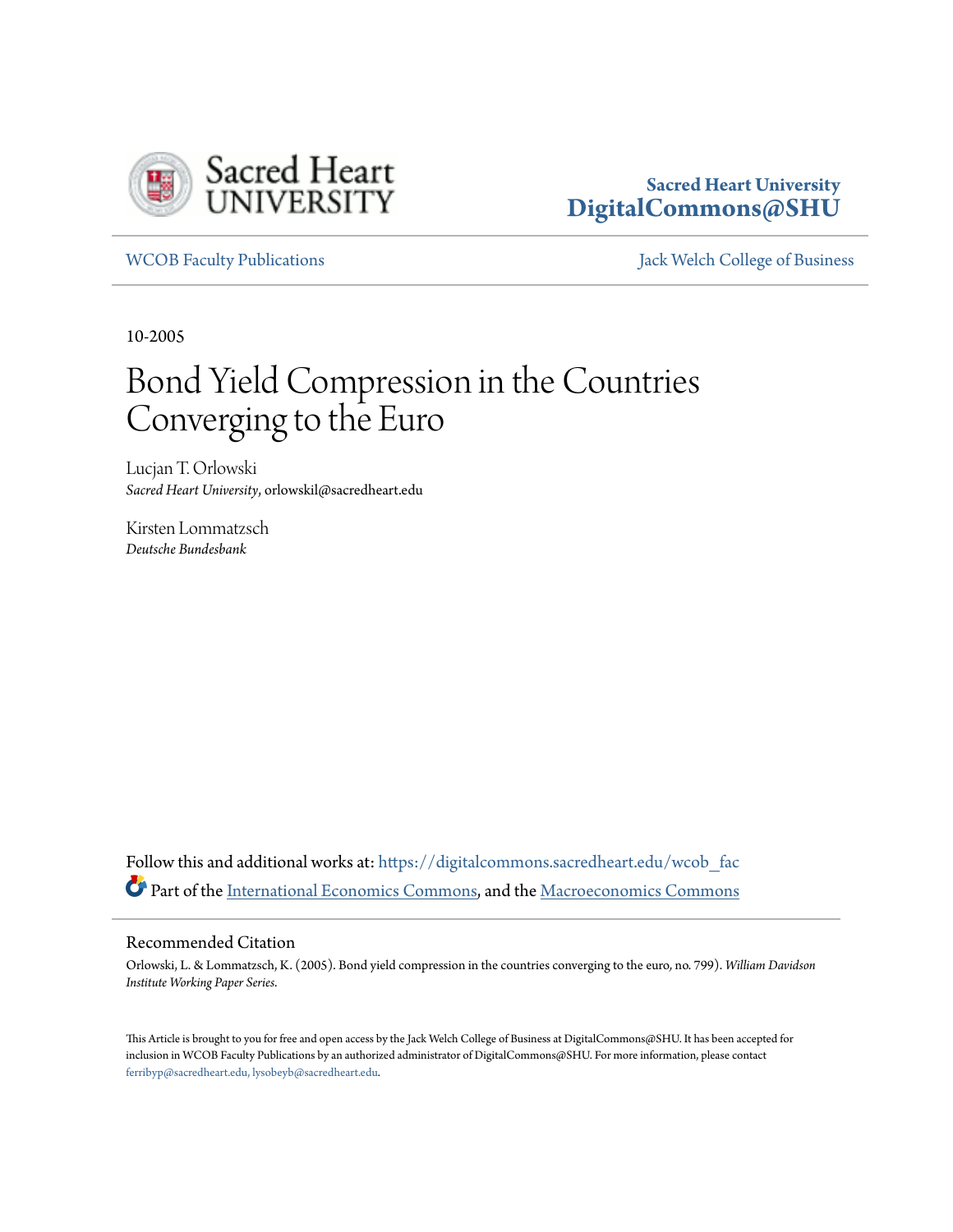Sacred Heart University
DigitalCommons@SHU

WCOB Faculty Publications

Jack Welch College of Business

10-2005

# Bond Yield Compression in the Countries Converging to the Euro

Lucjan T. Orlowski
*Sacred Heart University*, orlowskil@sacredheart.edu

Kirsten Lommatzsch
*Deutsche Bundesbank*

Follow this and additional works at: https://digitalcommons.sacredheart.edu/wcob_fac

Part of the International Economics Commons, and the Macroeconomics Commons

## Recommended Citation

Orlowski, L. & Lommatzsch, K. (2005). Bond yield compression in the countries converging to the euro, no. 799). *William Davidson Institute Working Paper Series.*

This Article is brought to you for free and open access by the Jack Welch College of Business at DigitalCommons@SHU. It has been accepted for inclusion in WCOB Faculty Publications by an authorized administrator of DigitalCommons@SHU. For more information, please contact ferribyp@sacredheart.edu, lysobeyb@sacredheart.edu.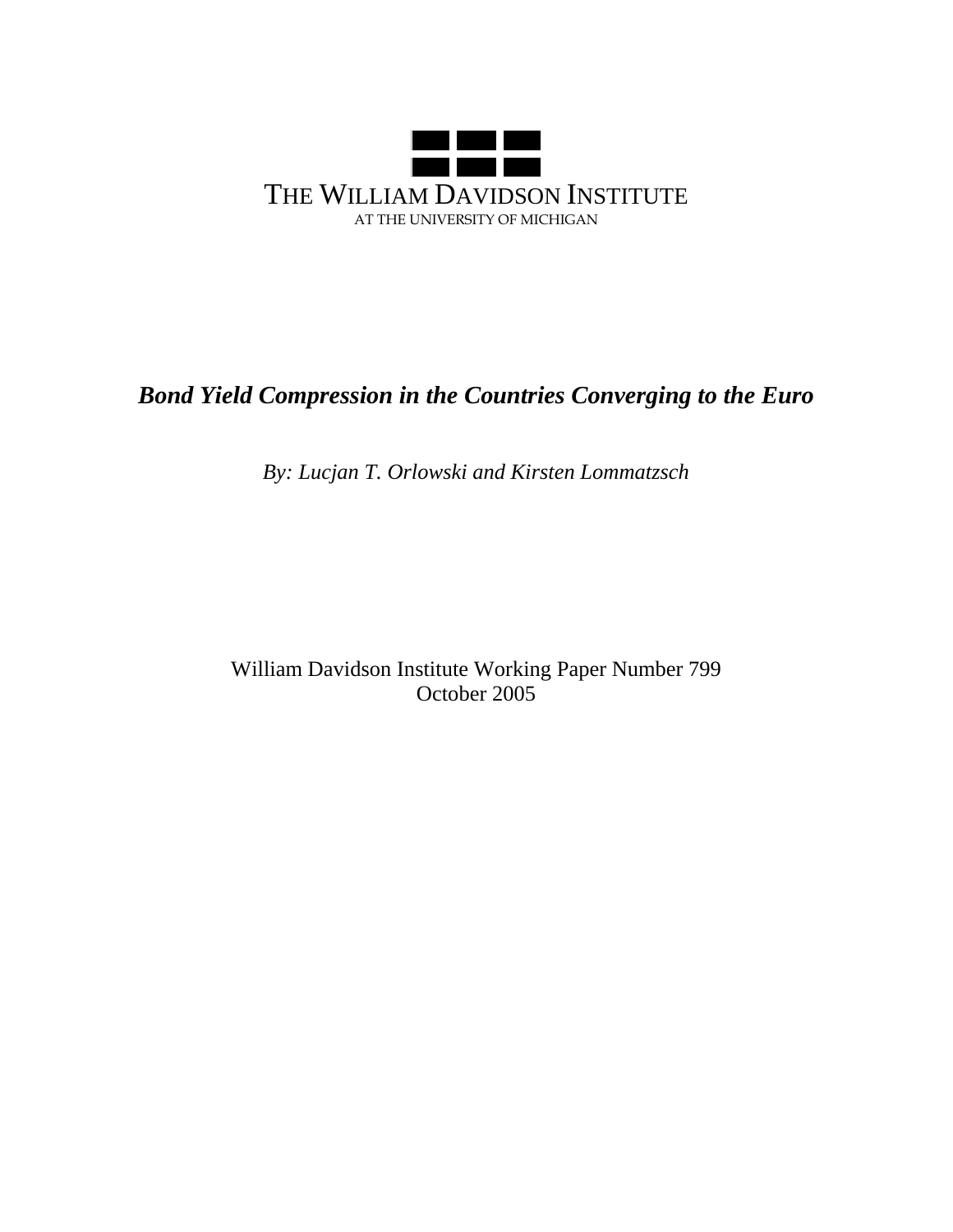THE WILLIAM DAVIDSON INSTITUTE

AT THE UNIVERSITY OF MICHIGAN

# *Bond Yield Compression in the Countries Converging to the Euro*

*By: Lucjan T. Orlowski and Kirsten Lommatzsch*

William Davidson Institute Working Paper Number 799
October 2005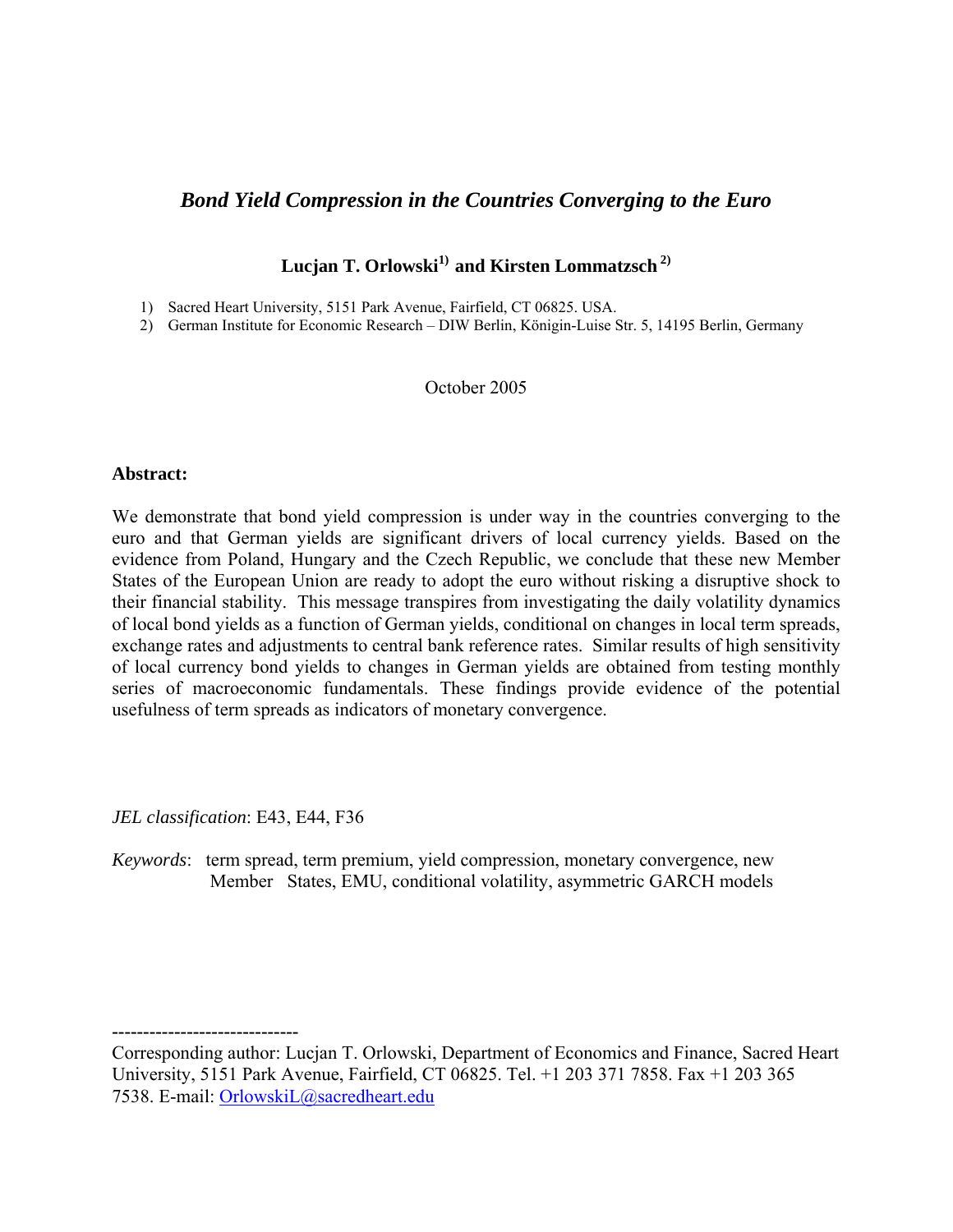# *Bond Yield Compression in the Countries Converging to the Euro*

**Lucjan T. Orlowski[1] and Kirsten Lommatzsch[2]**

1) Sacred Heart University, 5151 Park Avenue, Fairfield, CT 06825. USA.
2) German Institute for Economic Research – DIW Berlin, Königin-Luise Str. 5, 14195 Berlin, Germany

October 2005

**Abstract:**

We demonstrate that bond yield compression is under way in the countries converging to the euro and that German yields are significant drivers of local currency yields. Based on the evidence from Poland, Hungary and the Czech Republic, we conclude that these new Member States of the European Union are ready to adopt the euro without risking a disruptive shock to their financial stability. This message transpires from investigating the daily volatility dynamics of local bond yields as a function of German yields, conditional on changes in local term spreads, exchange rates and adjustments to central bank reference rates. Similar results of high sensitivity of local currency bond yields to changes in German yields are obtained from testing monthly series of macroeconomic fundamentals. These findings provide evidence of the potential usefulness of term spreads as indicators of monetary convergence.

*JEL classification*: E43, E44, F36

*Keywords*: term spread, term premium, yield compression, monetary convergence, new Member States, EMU, conditional volatility, asymmetric GARCH models

------------------------------

Corresponding author: Lucjan T. Orlowski, Department of Economics and Finance, Sacred Heart University, 5151 Park Avenue, Fairfield, CT 06825. Tel. +1 203 371 7858. Fax +1 203 365 7538. E-mail: OrlowskiL@sacredheart.edu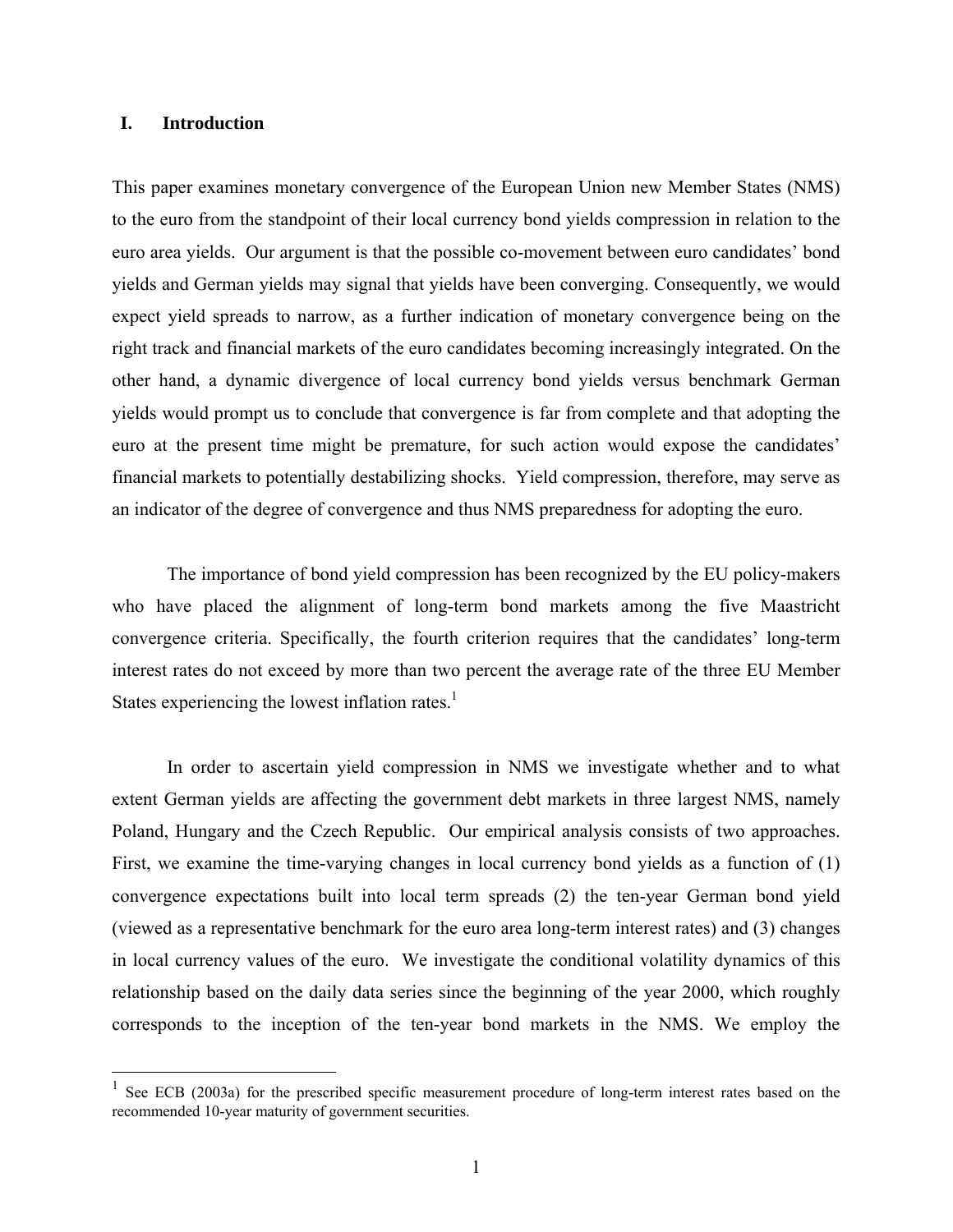## I. Introduction

This paper examines monetary convergence of the European Union new Member States (NMS) to the euro from the standpoint of their local currency bond yields compression in relation to the euro area yields. Our argument is that the possible co-movement between euro candidates' bond yields and German yields may signal that yields have been converging. Consequently, we would expect yield spreads to narrow, as a further indication of monetary convergence being on the right track and financial markets of the euro candidates becoming increasingly integrated. On the other hand, a dynamic divergence of local currency bond yields versus benchmark German yields would prompt us to conclude that convergence is far from complete and that adopting the euro at the present time might be premature, for such action would expose the candidates' financial markets to potentially destabilizing shocks. Yield compression, therefore, may serve as an indicator of the degree of convergence and thus NMS preparedness for adopting the euro.

The importance of bond yield compression has been recognized by the EU policy-makers who have placed the alignment of long-term bond markets among the five Maastricht convergence criteria. Specifically, the fourth criterion requires that the candidates' long-term interest rates do not exceed by more than two percent the average rate of the three EU Member States experiencing the lowest inflation rates.[1]

In order to ascertain yield compression in NMS we investigate whether and to what extent German yields are affecting the government debt markets in three largest NMS, namely Poland, Hungary and the Czech Republic. Our empirical analysis consists of two approaches. First, we examine the time-varying changes in local currency bond yields as a function of (1) convergence expectations built into local term spreads (2) the ten-year German bond yield (viewed as a representative benchmark for the euro area long-term interest rates) and (3) changes in local currency values of the euro. We investigate the conditional volatility dynamics of this relationship based on the daily data series since the beginning of the year 2000, which roughly corresponds to the inception of the ten-year bond markets in the NMS. We employ the

---

[1] See ECB (2003a) for the prescribed specific measurement procedure of long-term interest rates based on the recommended 10-year maturity of government securities.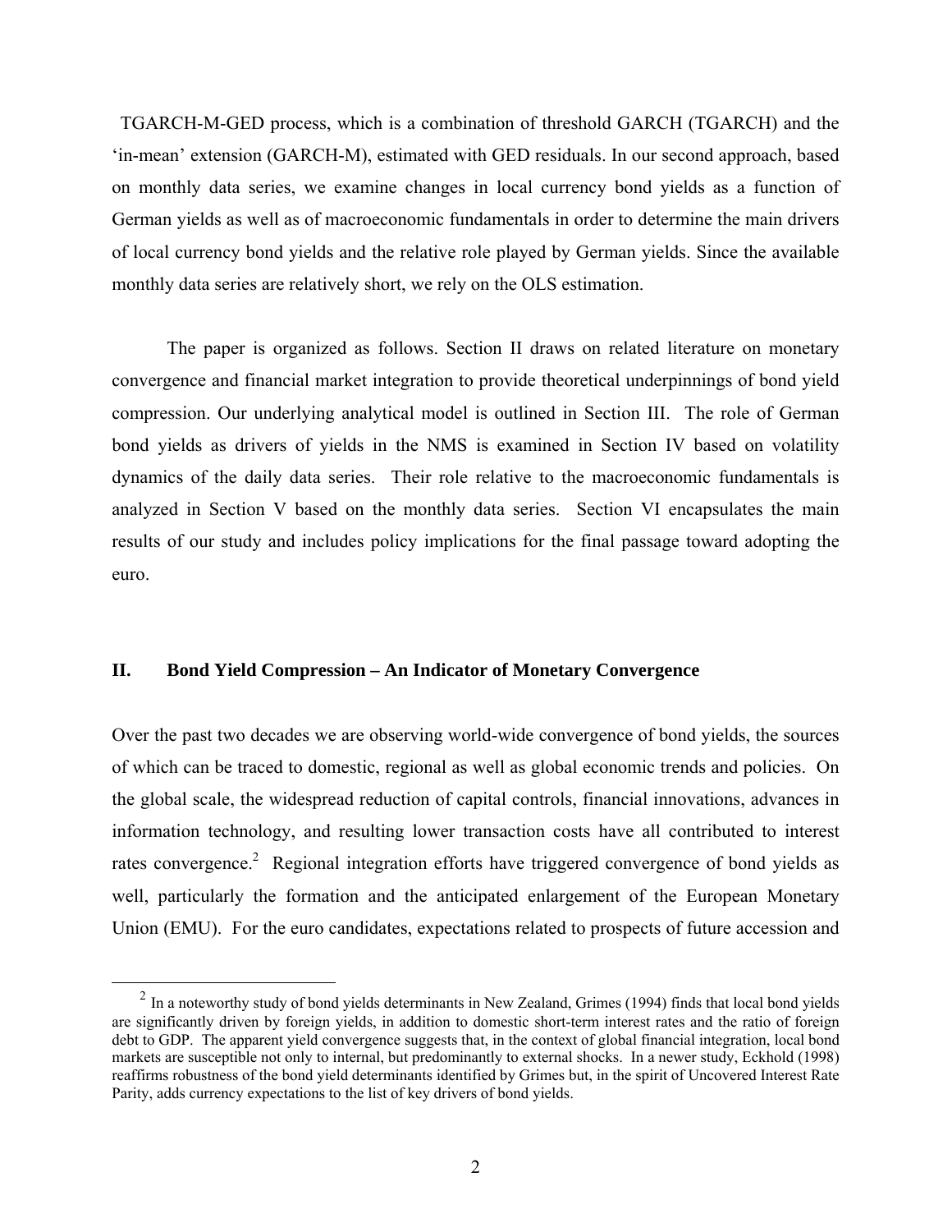TGARCH-M-GED process, which is a combination of threshold GARCH (TGARCH) and the 'in-mean' extension (GARCH-M), estimated with GED residuals. In our second approach, based on monthly data series, we examine changes in local currency bond yields as a function of German yields as well as of macroeconomic fundamentals in order to determine the main drivers of local currency bond yields and the relative role played by German yields. Since the available monthly data series are relatively short, we rely on the OLS estimation.

The paper is organized as follows. Section II draws on related literature on monetary convergence and financial market integration to provide theoretical underpinnings of bond yield compression. Our underlying analytical model is outlined in Section III. The role of German bond yields as drivers of yields in the NMS is examined in Section IV based on volatility dynamics of the daily data series. Their role relative to the macroeconomic fundamentals is analyzed in Section V based on the monthly data series. Section VI encapsulates the main results of our study and includes policy implications for the final passage toward adopting the euro.

## II. Bond Yield Compression – An Indicator of Monetary Convergence

Over the past two decades we are observing world-wide convergence of bond yields, the sources of which can be traced to domestic, regional as well as global economic trends and policies. On the global scale, the widespread reduction of capital controls, financial innovations, advances in information technology, and resulting lower transaction costs have all contributed to interest rates convergence.[2] Regional integration efforts have triggered convergence of bond yields as well, particularly the formation and the anticipated enlargement of the European Monetary Union (EMU). For the euro candidates, expectations related to prospects of future accession and

[2] In a noteworthy study of bond yields determinants in New Zealand, Grimes (1994) finds that local bond yields are significantly driven by foreign yields, in addition to domestic short-term interest rates and the ratio of foreign debt to GDP. The apparent yield convergence suggests that, in the context of global financial integration, local bond markets are susceptible not only to internal, but predominantly to external shocks. In a newer study, Eckhold (1998) reaffirms robustness of the bond yield determinants identified by Grimes but, in the spirit of Uncovered Interest Rate Parity, adds currency expectations to the list of key drivers of bond yields.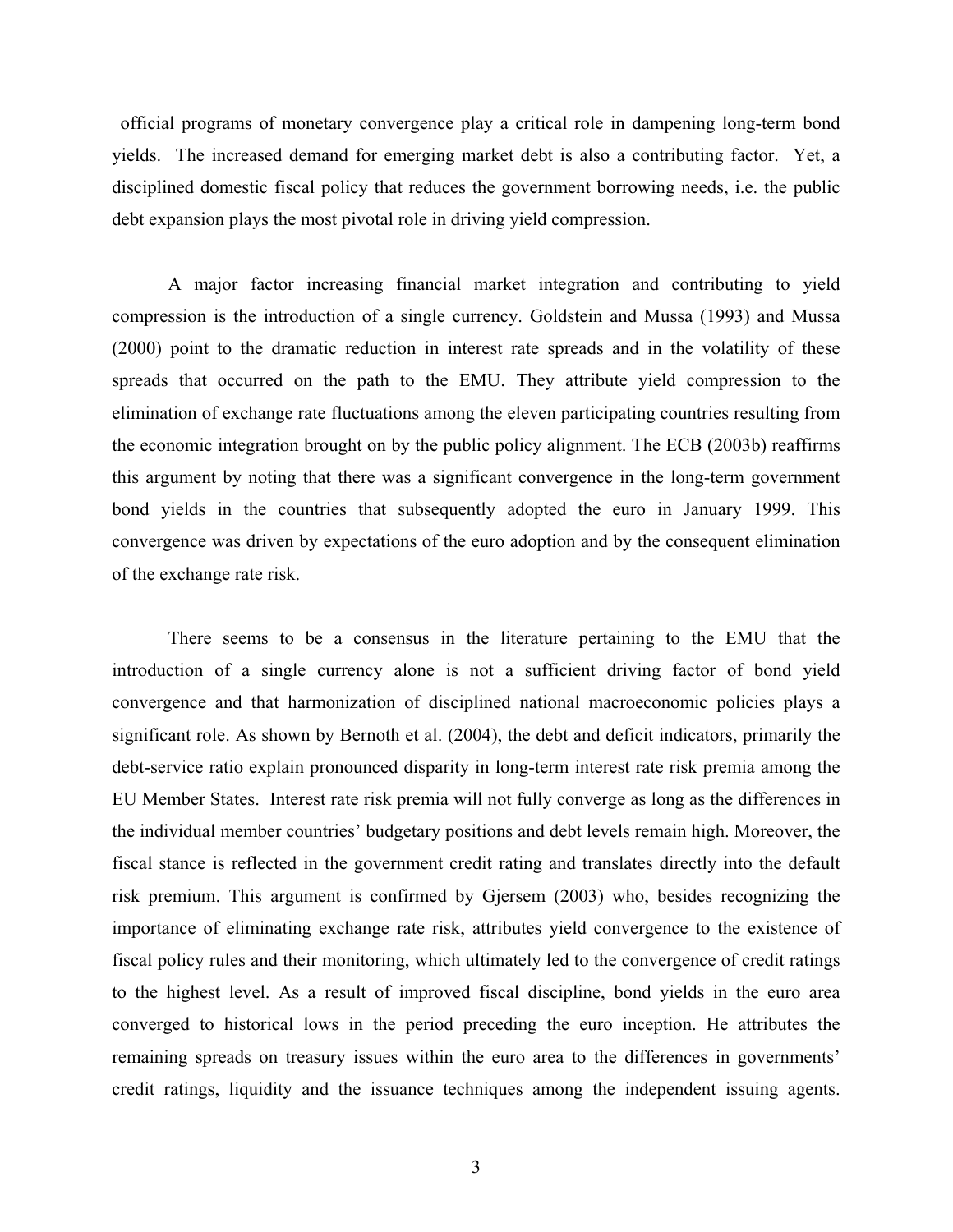official programs of monetary convergence play a critical role in dampening long-term bond yields. The increased demand for emerging market debt is also a contributing factor. Yet, a disciplined domestic fiscal policy that reduces the government borrowing needs, i.e. the public debt expansion plays the most pivotal role in driving yield compression.

A major factor increasing financial market integration and contributing to yield compression is the introduction of a single currency. Goldstein and Mussa (1993) and Mussa (2000) point to the dramatic reduction in interest rate spreads and in the volatility of these spreads that occurred on the path to the EMU. They attribute yield compression to the elimination of exchange rate fluctuations among the eleven participating countries resulting from the economic integration brought on by the public policy alignment. The ECB (2003b) reaffirms this argument by noting that there was a significant convergence in the long-term government bond yields in the countries that subsequently adopted the euro in January 1999. This convergence was driven by expectations of the euro adoption and by the consequent elimination of the exchange rate risk.

There seems to be a consensus in the literature pertaining to the EMU that the introduction of a single currency alone is not a sufficient driving factor of bond yield convergence and that harmonization of disciplined national macroeconomic policies plays a significant role. As shown by Bernoth et al. (2004), the debt and deficit indicators, primarily the debt-service ratio explain pronounced disparity in long-term interest rate risk premia among the EU Member States. Interest rate risk premia will not fully converge as long as the differences in the individual member countries' budgetary positions and debt levels remain high. Moreover, the fiscal stance is reflected in the government credit rating and translates directly into the default risk premium. This argument is confirmed by Gjersem (2003) who, besides recognizing the importance of eliminating exchange rate risk, attributes yield convergence to the existence of fiscal policy rules and their monitoring, which ultimately led to the convergence of credit ratings to the highest level. As a result of improved fiscal discipline, bond yields in the euro area converged to historical lows in the period preceding the euro inception. He attributes the remaining spreads on treasury issues within the euro area to the differences in governments' credit ratings, liquidity and the issuance techniques among the independent issuing agents.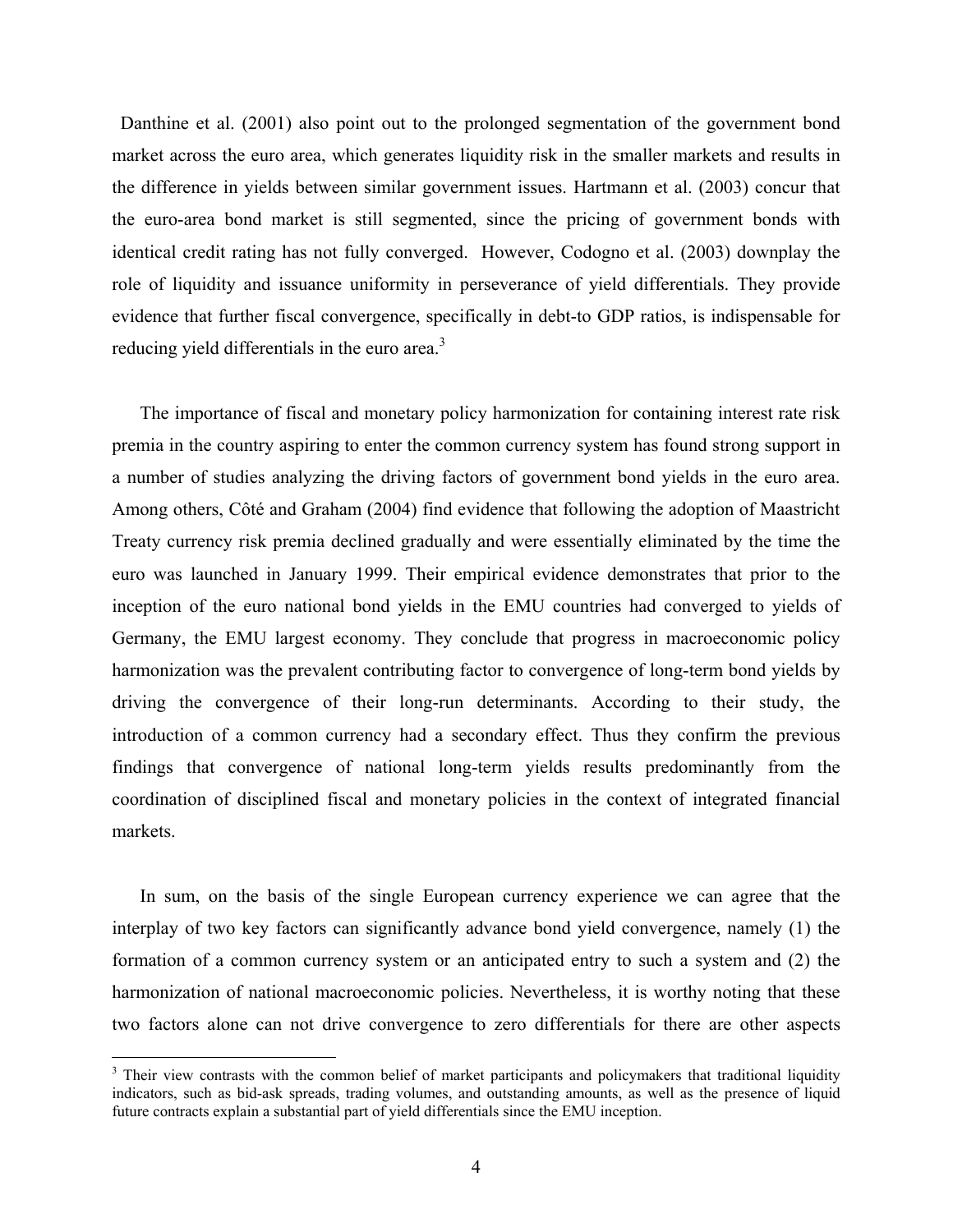Danthine et al. (2001) also point out to the prolonged segmentation of the government bond market across the euro area, which generates liquidity risk in the smaller markets and results in the difference in yields between similar government issues. Hartmann et al. (2003) concur that the euro-area bond market is still segmented, since the pricing of government bonds with identical credit rating has not fully converged. However, Codogno et al. (2003) downplay the role of liquidity and issuance uniformity in perseverance of yield differentials. They provide evidence that further fiscal convergence, specifically in debt-to GDP ratios, is indispensable for reducing yield differentials in the euro area.[3]

The importance of fiscal and monetary policy harmonization for containing interest rate risk premia in the country aspiring to enter the common currency system has found strong support in a number of studies analyzing the driving factors of government bond yields in the euro area. Among others, Côté and Graham (2004) find evidence that following the adoption of Maastricht Treaty currency risk premia declined gradually and were essentially eliminated by the time the euro was launched in January 1999. Their empirical evidence demonstrates that prior to the inception of the euro national bond yields in the EMU countries had converged to yields of Germany, the EMU largest economy. They conclude that progress in macroeconomic policy harmonization was the prevalent contributing factor to convergence of long-term bond yields by driving the convergence of their long-run determinants. According to their study, the introduction of a common currency had a secondary effect. Thus they confirm the previous findings that convergence of national long-term yields results predominantly from the coordination of disciplined fiscal and monetary policies in the context of integrated financial markets.

In sum, on the basis of the single European currency experience we can agree that the interplay of two key factors can significantly advance bond yield convergence, namely (1) the formation of a common currency system or an anticipated entry to such a system and (2) the harmonization of national macroeconomic policies. Nevertheless, it is worthy noting that these two factors alone can not drive convergence to zero differentials for there are other aspects

[3] Their view contrasts with the common belief of market participants and policymakers that traditional liquidity indicators, such as bid-ask spreads, trading volumes, and outstanding amounts, as well as the presence of liquid future contracts explain a substantial part of yield differentials since the EMU inception.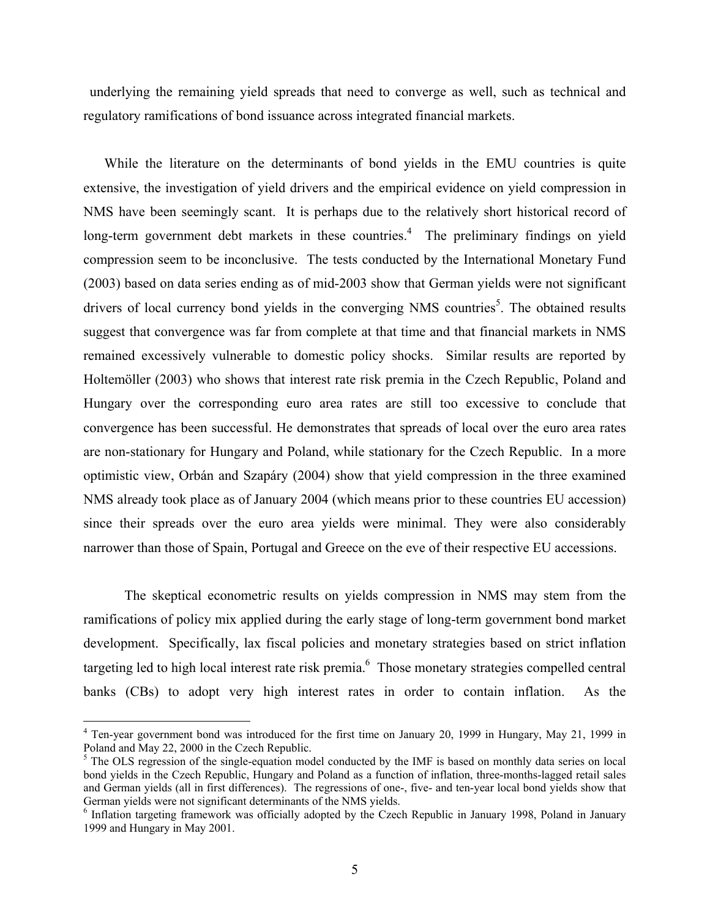underlying the remaining yield spreads that need to converge as well, such as technical and regulatory ramifications of bond issuance across integrated financial markets.

While the literature on the determinants of bond yields in the EMU countries is quite extensive, the investigation of yield drivers and the empirical evidence on yield compression in NMS have been seemingly scant. It is perhaps due to the relatively short historical record of long-term government debt markets in these countries.[4] The preliminary findings on yield compression seem to be inconclusive. The tests conducted by the International Monetary Fund (2003) based on data series ending as of mid-2003 show that German yields were not significant drivers of local currency bond yields in the converging NMS countries[5]. The obtained results suggest that convergence was far from complete at that time and that financial markets in NMS remained excessively vulnerable to domestic policy shocks. Similar results are reported by Holtemöller (2003) who shows that interest rate risk premia in the Czech Republic, Poland and Hungary over the corresponding euro area rates are still too excessive to conclude that convergence has been successful. He demonstrates that spreads of local over the euro area rates are non-stationary for Hungary and Poland, while stationary for the Czech Republic. In a more optimistic view, Orbán and Szapáry (2004) show that yield compression in the three examined NMS already took place as of January 2004 (which means prior to these countries EU accession) since their spreads over the euro area yields were minimal. They were also considerably narrower than those of Spain, Portugal and Greece on the eve of their respective EU accessions.

The skeptical econometric results on yields compression in NMS may stem from the ramifications of policy mix applied during the early stage of long-term government bond market development. Specifically, lax fiscal policies and monetary strategies based on strict inflation targeting led to high local interest rate risk premia.[6] Those monetary strategies compelled central banks (CBs) to adopt very high interest rates in order to contain inflation. As the

[4] Ten-year government bond was introduced for the first time on January 20, 1999 in Hungary, May 21, 1999 in Poland and May 22, 2000 in the Czech Republic.

[5] The OLS regression of the single-equation model conducted by the IMF is based on monthly data series on local bond yields in the Czech Republic, Hungary and Poland as a function of inflation, three-months-lagged retail sales and German yields (all in first differences). The regressions of one-, five- and ten-year local bond yields show that German yields were not significant determinants of the NMS yields.

[6] Inflation targeting framework was officially adopted by the Czech Republic in January 1998, Poland in January 1999 and Hungary in May 2001.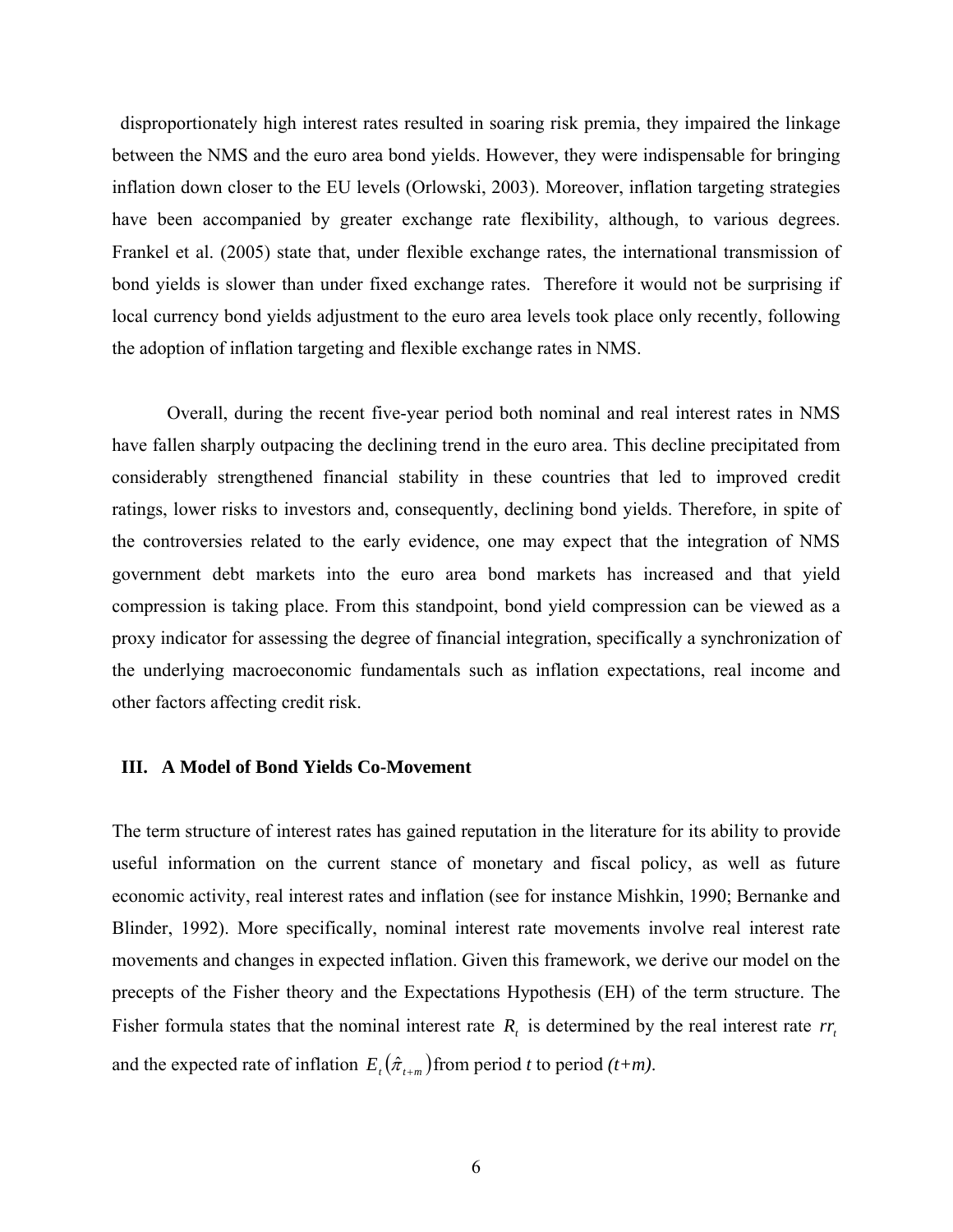disproportionately high interest rates resulted in soaring risk premia, they impaired the linkage between the NMS and the euro area bond yields. However, they were indispensable for bringing inflation down closer to the EU levels (Orlowski, 2003). Moreover, inflation targeting strategies have been accompanied by greater exchange rate flexibility, although, to various degrees. Frankel et al. (2005) state that, under flexible exchange rates, the international transmission of bond yields is slower than under fixed exchange rates. Therefore it would not be surprising if local currency bond yields adjustment to the euro area levels took place only recently, following the adoption of inflation targeting and flexible exchange rates in NMS.

Overall, during the recent five-year period both nominal and real interest rates in NMS have fallen sharply outpacing the declining trend in the euro area. This decline precipitated from considerably strengthened financial stability in these countries that led to improved credit ratings, lower risks to investors and, consequently, declining bond yields. Therefore, in spite of the controversies related to the early evidence, one may expect that the integration of NMS government debt markets into the euro area bond markets has increased and that yield compression is taking place. From this standpoint, bond yield compression can be viewed as a proxy indicator for assessing the degree of financial integration, specifically a synchronization of the underlying macroeconomic fundamentals such as inflation expectations, real income and other factors affecting credit risk.

## III. A Model of Bond Yields Co-Movement

The term structure of interest rates has gained reputation in the literature for its ability to provide useful information on the current stance of monetary and fiscal policy, as well as future economic activity, real interest rates and inflation (see for instance Mishkin, 1990; Bernanke and Blinder, 1992). More specifically, nominal interest rate movements involve real interest rate movements and changes in expected inflation. Given this framework, we derive our model on the precepts of the Fisher theory and the Expectations Hypothesis (EH) of the term structure. The Fisher formula states that the nominal interest rate $R_t$ is determined by the real interest rate $rr_t$ and the expected rate of inflation $E_t(\hat{\pi}_{t+m})$ from period *t* to period *(t+m)*.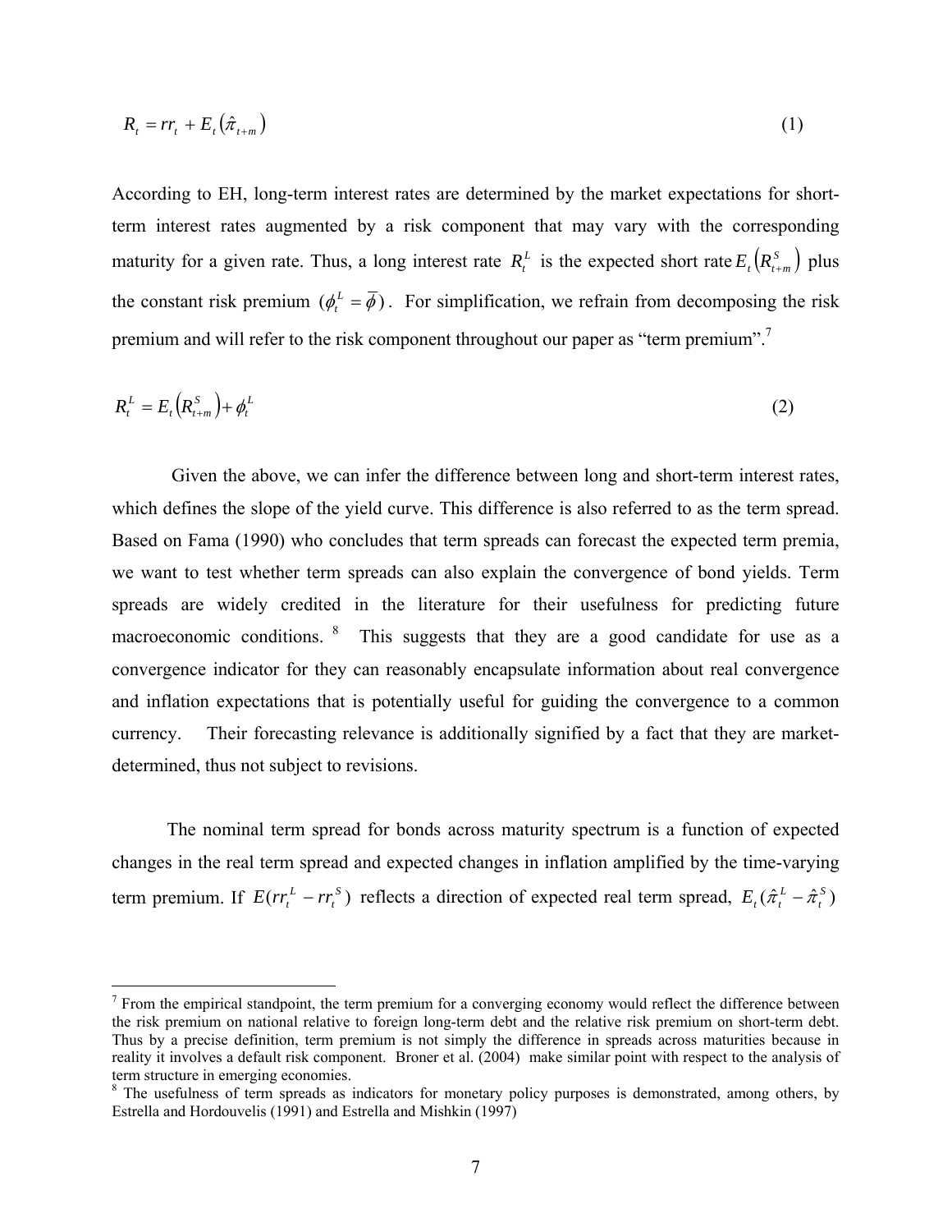$$R_t = rr_t + E_t\left(\hat{\pi}_{t+m}\right) \tag{1}$$

According to EH, long-term interest rates are determined by the market expectations for short-term interest rates augmented by a risk component that may vary with the corresponding maturity for a given rate. Thus, a long interest rate $R_t^L$ is the expected short rate $E_t\left(R_{t+m}^S\right)$ plus the constant risk premium $(\phi_t^L = \overline{\phi})$. For simplification, we refrain from decomposing the risk premium and will refer to the risk component throughout our paper as "term premium".[7]

$$R_t^L = E_t\left(R_{t+m}^S\right) + \phi_t^L \tag{2}$$

Given the above, we can infer the difference between long and short-term interest rates, which defines the slope of the yield curve. This difference is also referred to as the term spread. Based on Fama (1990) who concludes that term spreads can forecast the expected term premia, we want to test whether term spreads can also explain the convergence of bond yields. Term spreads are widely credited in the literature for their usefulness for predicting future macroeconomic conditions.[8] This suggests that they are a good candidate for use as a convergence indicator for they can reasonably encapsulate information about real convergence and inflation expectations that is potentially useful for guiding the convergence to a common currency. Their forecasting relevance is additionally signified by a fact that they are market-determined, thus not subject to revisions.

The nominal term spread for bonds across maturity spectrum is a function of expected changes in the real term spread and expected changes in inflation amplified by the time-varying term premium. If $E(rr_t^L - rr_t^S)$ reflects a direction of expected real term spread, $E_t(\hat{\pi}_t^L - \hat{\pi}_t^S)$

---

[7] From the empirical standpoint, the term premium for a converging economy would reflect the difference between the risk premium on national relative to foreign long-term debt and the relative risk premium on short-term debt. Thus by a precise definition, term premium is not simply the difference in spreads across maturities because in reality it involves a default risk component. Broner et al. (2004) make similar point with respect to the analysis of term structure in emerging economies.

[8] The usefulness of term spreads as indicators for monetary policy purposes is demonstrated, among others, by Estrella and Hordouvelis (1991) and Estrella and Mishkin (1997)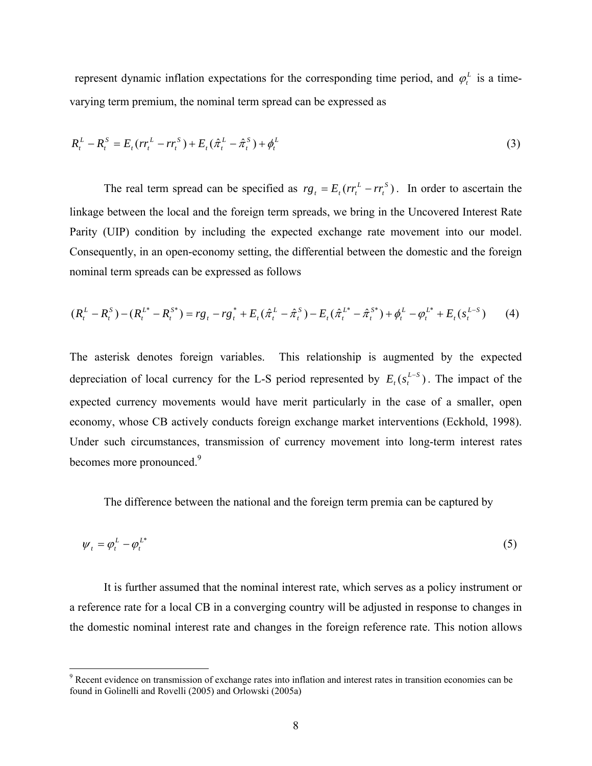represent dynamic inflation expectations for the corresponding time period, and $\varphi_t^L$ is a time-varying term premium, the nominal term spread can be expressed as

$$R_t^L - R_t^S = E_t(rr_t^L - rr_t^S) + E_t(\hat{\pi}_t^L - \hat{\pi}_t^S) + \phi_t^L \tag{3}$$

The real term spread can be specified as $rg_t = E_t(rr_t^L - rr_t^S)$. In order to ascertain the linkage between the local and the foreign term spreads, we bring in the Uncovered Interest Rate Parity (UIP) condition by including the expected exchange rate movement into our model. Consequently, in an open-economy setting, the differential between the domestic and the foreign nominal term spreads can be expressed as follows

$$(R_t^L - R_t^S) - (R_t^{L*} - R_t^{S*}) = rg_t - rg_t^* + E_t(\hat{\pi}_t^L - \hat{\pi}_t^S) - E_t(\hat{\pi}_t^{L*} - \hat{\pi}_t^{S*}) + \phi_t^L - \varphi_t^{L*} + E_t(s_t^{L-S}) \tag{4}$$

The asterisk denotes foreign variables. This relationship is augmented by the expected depreciation of local currency for the L-S period represented by $E_t(s_t^{L-S})$. The impact of the expected currency movements would have merit particularly in the case of a smaller, open economy, whose CB actively conducts foreign exchange market interventions (Eckhold, 1998). Under such circumstances, transmission of currency movement into long-term interest rates becomes more pronounced.[9]

The difference between the national and the foreign term premia can be captured by

$$\psi_t = \varphi_t^L - \varphi_t^{L*} \tag{5}$$

It is further assumed that the nominal interest rate, which serves as a policy instrument or a reference rate for a local CB in a converging country will be adjusted in response to changes in the domestic nominal interest rate and changes in the foreign reference rate. This notion allows

[9] Recent evidence on transmission of exchange rates into inflation and interest rates in transition economies can be found in Golinelli and Rovelli (2005) and Orlowski (2005a)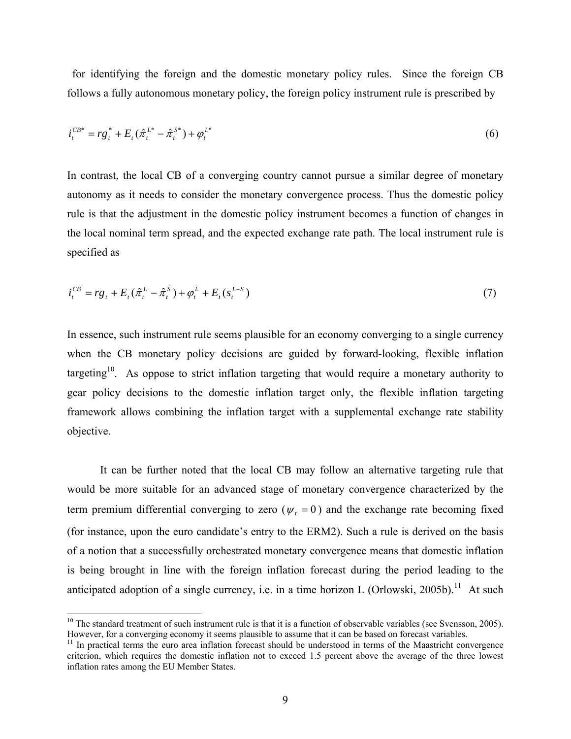for identifying the foreign and the domestic monetary policy rules. Since the foreign CB follows a fully autonomous monetary policy, the foreign policy instrument rule is prescribed by

$$i_t^{CB*} = rg_t^* + E_t(\hat{\pi}_t^{L*} - \hat{\pi}_t^{S*}) + \varphi_t^{L*} \tag{6}$$

In contrast, the local CB of a converging country cannot pursue a similar degree of monetary autonomy as it needs to consider the monetary convergence process. Thus the domestic policy rule is that the adjustment in the domestic policy instrument becomes a function of changes in the local nominal term spread, and the expected exchange rate path. The local instrument rule is specified as

$$i_t^{CB} = rg_t + E_t(\hat{\pi}_t^{L} - \hat{\pi}_t^{S}) + \varphi_t^{L} + E_t(s_t^{L-S}) \tag{7}$$

In essence, such instrument rule seems plausible for an economy converging to a single currency when the CB monetary policy decisions are guided by forward-looking, flexible inflation targeting[10]. As oppose to strict inflation targeting that would require a monetary authority to gear policy decisions to the domestic inflation target only, the flexible inflation targeting framework allows combining the inflation target with a supplemental exchange rate stability objective.

It can be further noted that the local CB may follow an alternative targeting rule that would be more suitable for an advanced stage of monetary convergence characterized by the term premium differential converging to zero ($\psi_t = 0$) and the exchange rate becoming fixed (for instance, upon the euro candidate's entry to the ERM2). Such a rule is derived on the basis of a notion that a successfully orchestrated monetary convergence means that domestic inflation is being brought in line with the foreign inflation forecast during the period leading to the anticipated adoption of a single currency, i.e. in a time horizon L (Orlowski, 2005b).[11] At such

---

[10] The standard treatment of such instrument rule is that it is a function of observable variables (see Svensson, 2005). However, for a converging economy it seems plausible to assume that it can be based on forecast variables.

[11] In practical terms the euro area inflation forecast should be understood in terms of the Maastricht convergence criterion, which requires the domestic inflation not to exceed 1.5 percent above the average of the three lowest inflation rates among the EU Member States.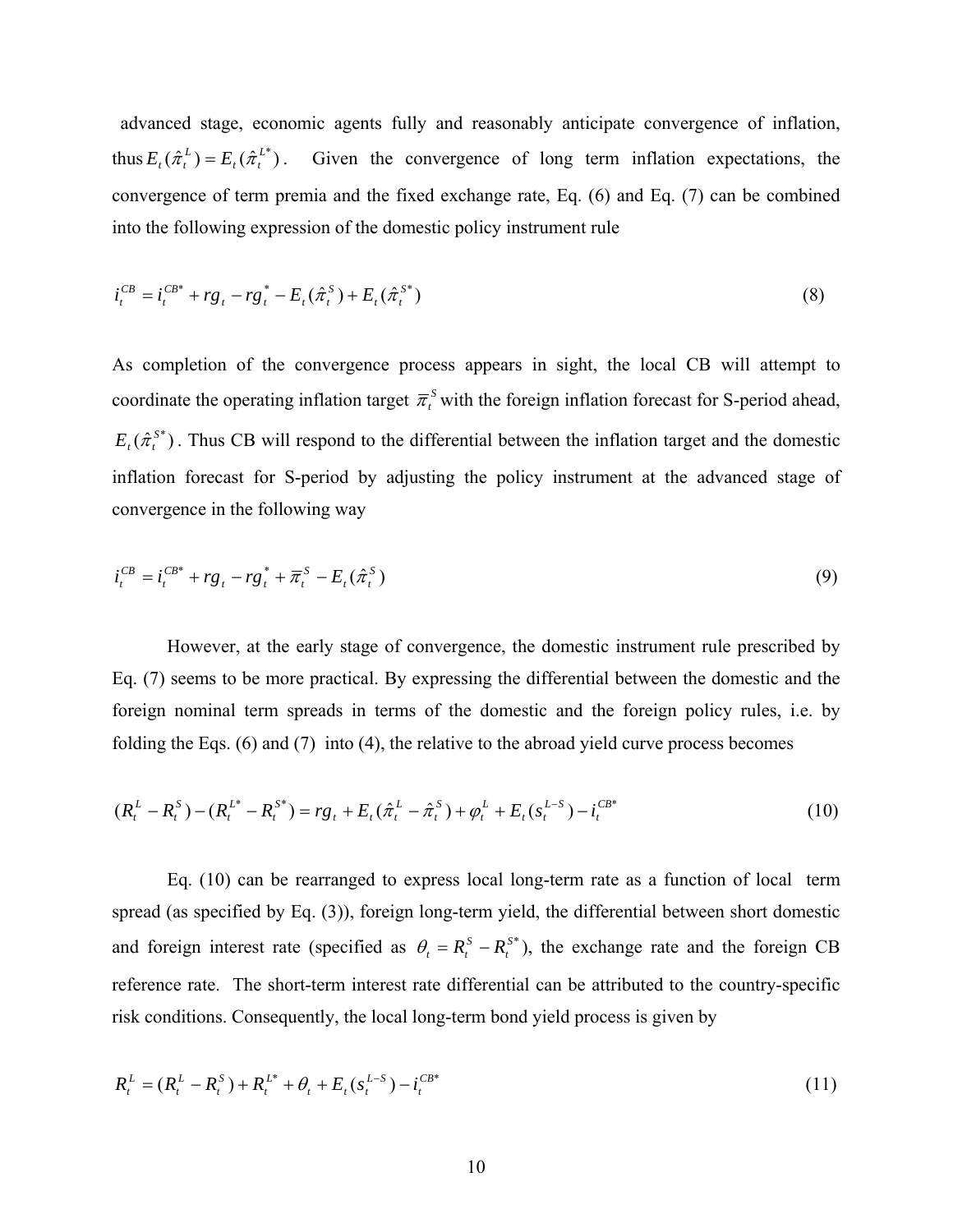advanced stage, economic agents fully and reasonably anticipate convergence of inflation, thus $E_t(\hat{\pi}_t^L) = E_t(\hat{\pi}_t^{L*})$. Given the convergence of long term inflation expectations, the convergence of term premia and the fixed exchange rate, Eq. (6) and Eq. (7) can be combined into the following expression of the domestic policy instrument rule

$$i_t^{CB} = i_t^{CB*} + rg_t - rg_t^* - E_t(\hat{\pi}_t^S) + E_t(\hat{\pi}_t^{S*}) \tag{8}$$

As completion of the convergence process appears in sight, the local CB will attempt to coordinate the operating inflation target $\overline{\pi}_t^S$ with the foreign inflation forecast for S-period ahead, $E_t(\hat{\pi}_t^{S*})$. Thus CB will respond to the differential between the inflation target and the domestic inflation forecast for S-period by adjusting the policy instrument at the advanced stage of convergence in the following way

$$i_t^{CB} = i_t^{CB*} + rg_t - rg_t^* + \overline{\pi}_t^S - E_t(\hat{\pi}_t^S) \tag{9}$$

However, at the early stage of convergence, the domestic instrument rule prescribed by Eq. (7) seems to be more practical. By expressing the differential between the domestic and the foreign nominal term spreads in terms of the domestic and the foreign policy rules, i.e. by folding the Eqs. (6) and (7) into (4), the relative to the abroad yield curve process becomes

$$(R_t^L - R_t^S) - (R_t^{L*} - R_t^{S*}) = rg_t + E_t(\hat{\pi}_t^L - \hat{\pi}_t^S) + \varphi_t^L + E_t(s_t^{L-S}) - i_t^{CB*} \tag{10}$$

Eq. (10) can be rearranged to express local long-term rate as a function of local term spread (as specified by Eq. (3)), foreign long-term yield, the differential between short domestic and foreign interest rate (specified as $\theta_t = R_t^S - R_t^{S*}$), the exchange rate and the foreign CB reference rate. The short-term interest rate differential can be attributed to the country-specific risk conditions. Consequently, the local long-term bond yield process is given by

$$R_t^L = (R_t^L - R_t^S) + R_t^{L*} + \theta_t + E_t(s_t^{L-S}) - i_t^{CB*} \tag{11}$$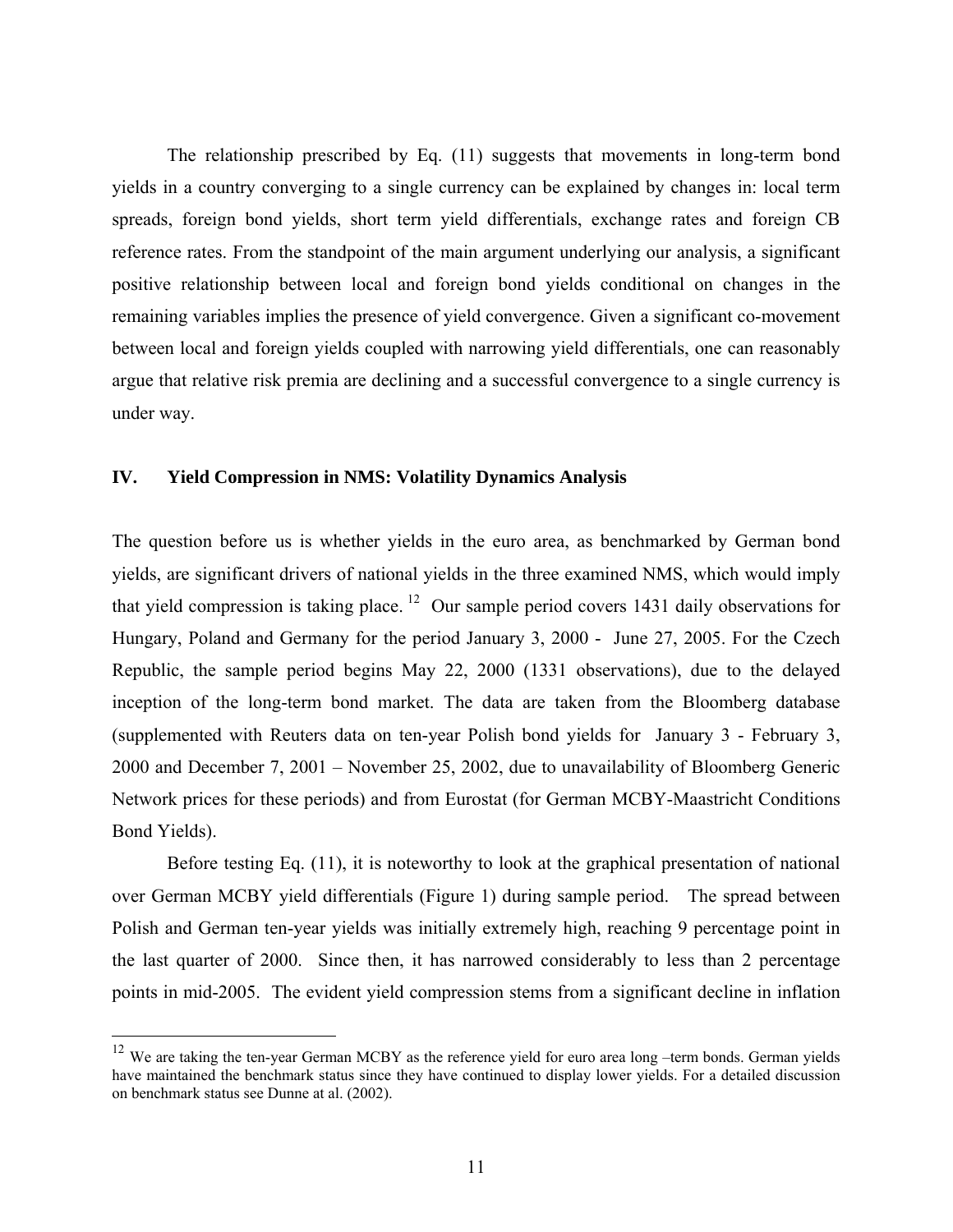The relationship prescribed by Eq. (11) suggests that movements in long-term bond yields in a country converging to a single currency can be explained by changes in: local term spreads, foreign bond yields, short term yield differentials, exchange rates and foreign CB reference rates. From the standpoint of the main argument underlying our analysis, a significant positive relationship between local and foreign bond yields conditional on changes in the remaining variables implies the presence of yield convergence. Given a significant co-movement between local and foreign yields coupled with narrowing yield differentials, one can reasonably argue that relative risk premia are declining and a successful convergence to a single currency is under way.

## IV. Yield Compression in NMS: Volatility Dynamics Analysis

The question before us is whether yields in the euro area, as benchmarked by German bond yields, are significant drivers of national yields in the three examined NMS, which would imply that yield compression is taking place.[12] Our sample period covers 1431 daily observations for Hungary, Poland and Germany for the period January 3, 2000 - June 27, 2005. For the Czech Republic, the sample period begins May 22, 2000 (1331 observations), due to the delayed inception of the long-term bond market. The data are taken from the Bloomberg database (supplemented with Reuters data on ten-year Polish bond yields for January 3 - February 3, 2000 and December 7, 2001 – November 25, 2002, due to unavailability of Bloomberg Generic Network prices for these periods) and from Eurostat (for German MCBY-Maastricht Conditions Bond Yields).

Before testing Eq. (11), it is noteworthy to look at the graphical presentation of national over German MCBY yield differentials (Figure 1) during sample period. The spread between Polish and German ten-year yields was initially extremely high, reaching 9 percentage point in the last quarter of 2000. Since then, it has narrowed considerably to less than 2 percentage points in mid-2005. The evident yield compression stems from a significant decline in inflation

[12] We are taking the ten-year German MCBY as the reference yield for euro area long –term bonds. German yields have maintained the benchmark status since they have continued to display lower yields. For a detailed discussion on benchmark status see Dunne at al. (2002).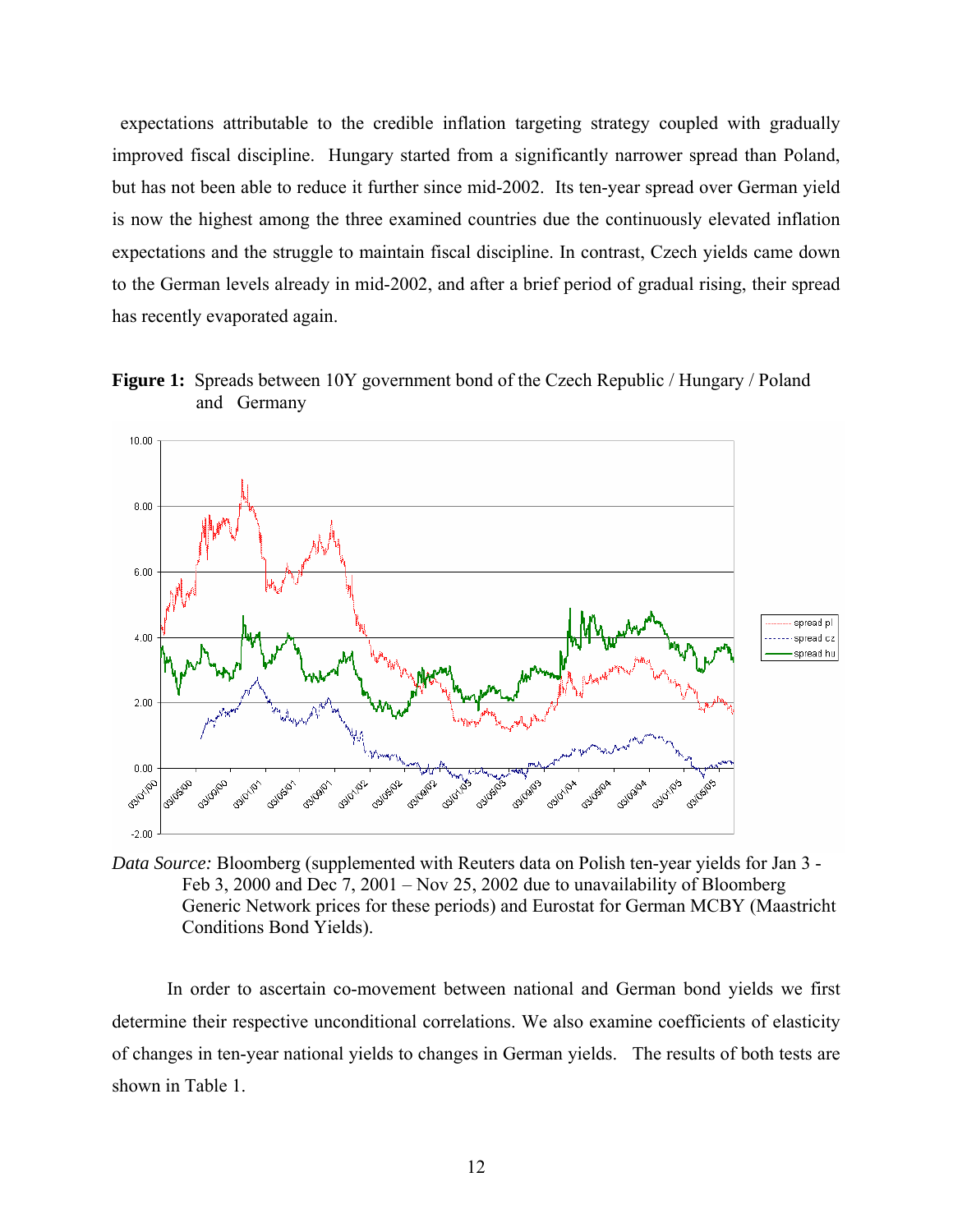expectations attributable to the credible inflation targeting strategy coupled with gradually improved fiscal discipline. Hungary started from a significantly narrower spread than Poland, but has not been able to reduce it further since mid-2002. Its ten-year spread over German yield is now the highest among the three examined countries due the continuously elevated inflation expectations and the struggle to maintain fiscal discipline. In contrast, Czech yields came down to the German levels already in mid-2002, and after a brief period of gradual rising, their spread has recently evaporated again.

**Figure 1:** Spreads between 10Y government bond of the Czech Republic / Hungary / Poland and Germany

*Data Source:* Bloomberg (supplemented with Reuters data on Polish ten-year yields for Jan 3 - Feb 3, 2000 and Dec 7, 2001 – Nov 25, 2002 due to unavailability of Bloomberg Generic Network prices for these periods) and Eurostat for German MCBY (Maastricht Conditions Bond Yields).

In order to ascertain co-movement between national and German bond yields we first determine their respective unconditional correlations. We also examine coefficients of elasticity of changes in ten-year national yields to changes in German yields. The results of both tests are shown in Table 1.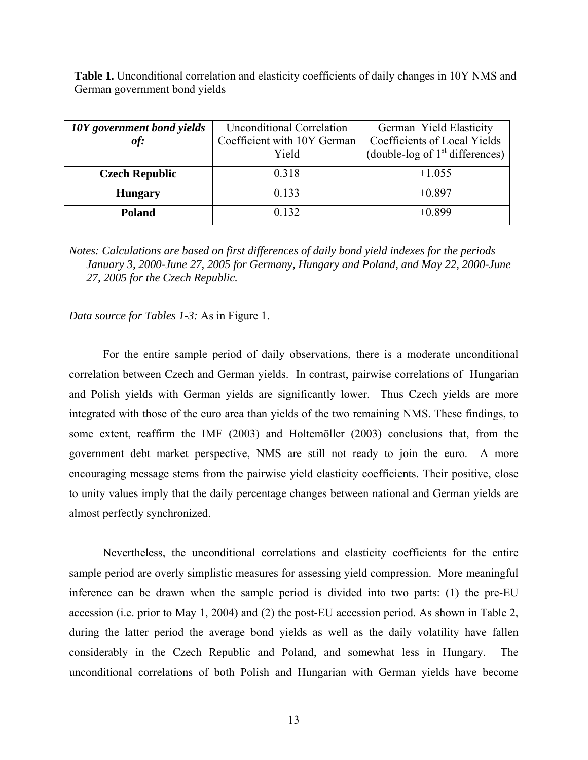**Table 1.** Unconditional correlation and elasticity coefficients of daily changes in 10Y NMS and German government bond yields

| ***10Y government bond yields of:*** | Unconditional Correlation Coefficient with 10Y German Yield | German Yield Elasticity Coefficients of Local Yields (double-log of 1st differences) |
|---|---|---|
| **Czech Republic** | 0.318 | +1.055 |
| **Hungary** | 0.133 | +0.897 |
| **Poland** | 0.132 | +0.899 |

*Notes: Calculations are based on first differences of daily bond yield indexes for the periods January 3, 2000-June 27, 2005 for Germany, Hungary and Poland, and May 22, 2000-June 27, 2005 for the Czech Republic.*

*Data source for Tables 1-3:* As in Figure 1.

For the entire sample period of daily observations, there is a moderate unconditional correlation between Czech and German yields. In contrast, pairwise correlations of Hungarian and Polish yields with German yields are significantly lower. Thus Czech yields are more integrated with those of the euro area than yields of the two remaining NMS. These findings, to some extent, reaffirm the IMF (2003) and Holtemöller (2003) conclusions that, from the government debt market perspective, NMS are still not ready to join the euro. A more encouraging message stems from the pairwise yield elasticity coefficients. Their positive, close to unity values imply that the daily percentage changes between national and German yields are almost perfectly synchronized.

Nevertheless, the unconditional correlations and elasticity coefficients for the entire sample period are overly simplistic measures for assessing yield compression. More meaningful inference can be drawn when the sample period is divided into two parts: (1) the pre-EU accession (i.e. prior to May 1, 2004) and (2) the post-EU accession period. As shown in Table 2, during the latter period the average bond yields as well as the daily volatility have fallen considerably in the Czech Republic and Poland, and somewhat less in Hungary. The unconditional correlations of both Polish and Hungarian with German yields have become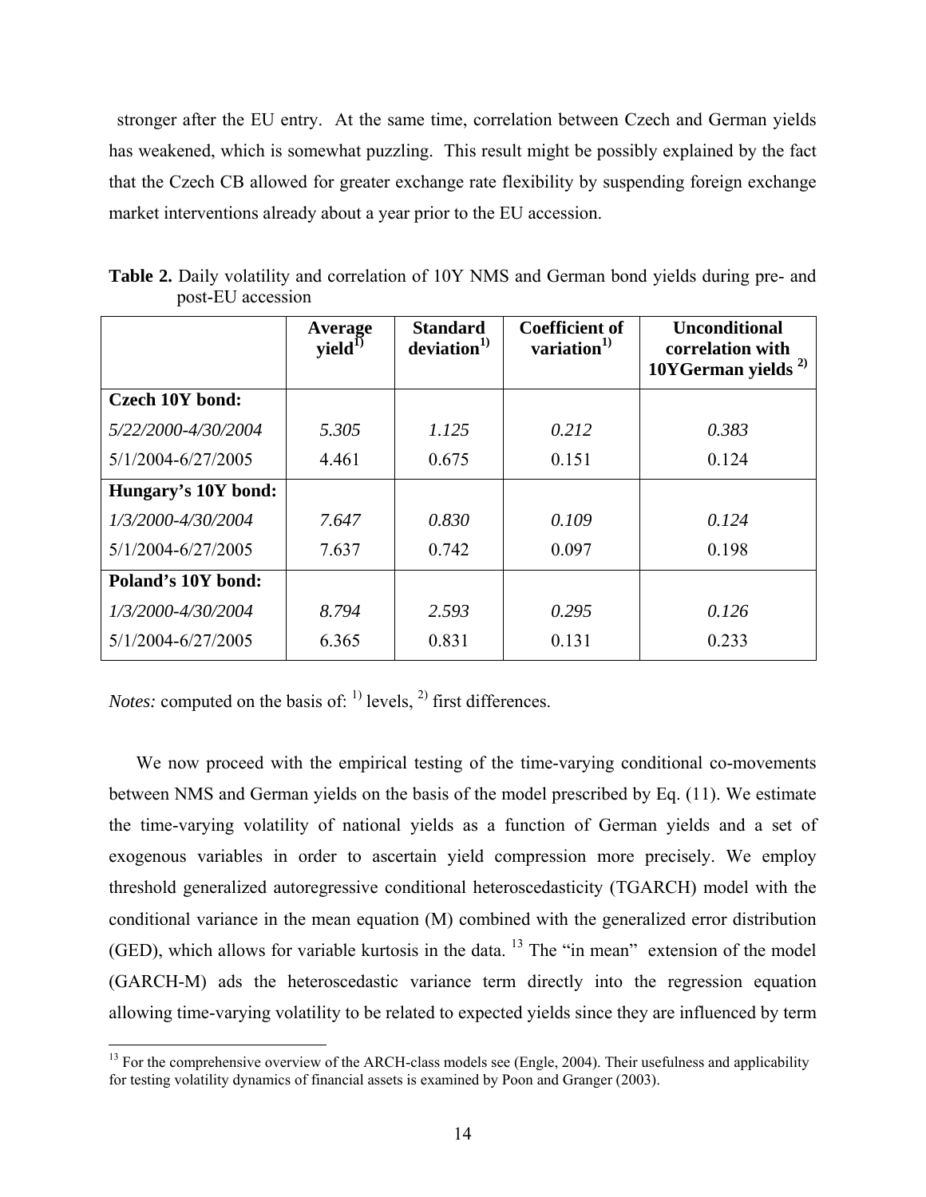stronger after the EU entry. At the same time, correlation between Czech and German yields has weakened, which is somewhat puzzling. This result might be possibly explained by the fact that the Czech CB allowed for greater exchange rate flexibility by suspending foreign exchange market interventions already about a year prior to the EU accession.

**Table 2.** Daily volatility and correlation of 10Y NMS and German bond yields during pre- and post-EU accession

| | **Average yield**[1)] | **Standard deviation**[1)] | **Coefficient of variation**[1)] | **Unconditional correlation with 10YGerman yields** [2)] |
|---|---|---|---|---|
| **Czech 10Y bond:** | | | | |
| *5/22/2000-4/30/2004* | *5.305* | *1.125* | *0.212* | *0.383* |
| 5/1/2004-6/27/2005 | 4.461 | 0.675 | 0.151 | 0.124 |
| **Hungary's 10Y bond:** | | | | |
| *1/3/2000-4/30/2004* | *7.647* | *0.830* | *0.109* | *0.124* |
| 5/1/2004-6/27/2005 | 7.637 | 0.742 | 0.097 | 0.198 |
| **Poland's 10Y bond:** | | | | |
| *1/3/2000-4/30/2004* | *8.794* | *2.593* | *0.295* | *0.126* |
| 5/1/2004-6/27/2005 | 6.365 | 0.831 | 0.131 | 0.233 |

*Notes:* computed on the basis of: [1)] levels, [2)] first differences.

We now proceed with the empirical testing of the time-varying conditional co-movements between NMS and German yields on the basis of the model prescribed by Eq. (11). We estimate the time-varying volatility of national yields as a function of German yields and a set of exogenous variables in order to ascertain yield compression more precisely. We employ threshold generalized autoregressive conditional heteroscedasticity (TGARCH) model with the conditional variance in the mean equation (M) combined with the generalized error distribution (GED), which allows for variable kurtosis in the data. [13] The "in mean" extension of the model (GARCH-M) ads the heteroscedastic variance term directly into the regression equation allowing time-varying volatility to be related to expected yields since they are influenced by term

[13] For the comprehensive overview of the ARCH-class models see (Engle, 2004). Their usefulness and applicability for testing volatility dynamics of financial assets is examined by Poon and Granger (2003).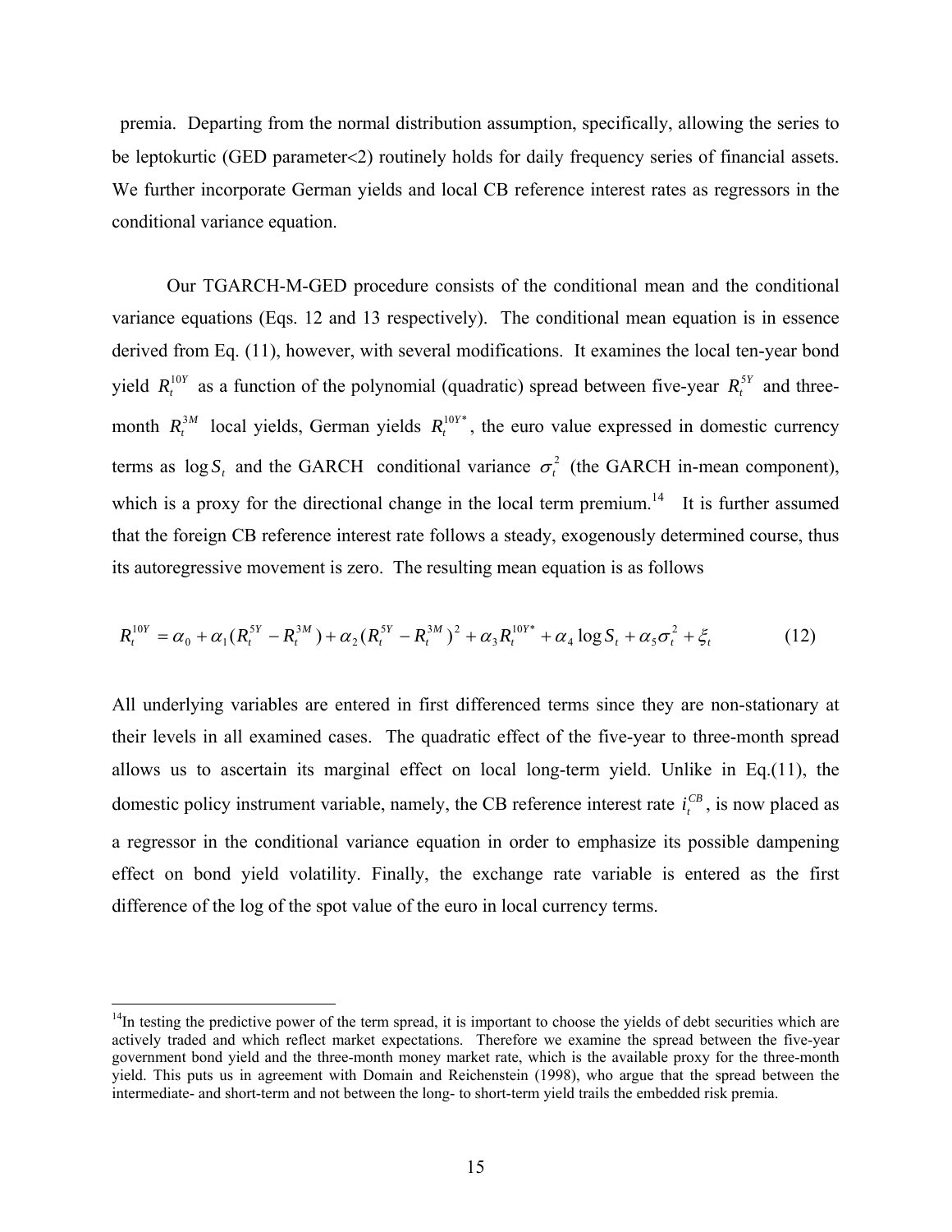premia. Departing from the normal distribution assumption, specifically, allowing the series to be leptokurtic (GED parameter<2) routinely holds for daily frequency series of financial assets. We further incorporate German yields and local CB reference interest rates as regressors in the conditional variance equation.

Our TGARCH-M-GED procedure consists of the conditional mean and the conditional variance equations (Eqs. 12 and 13 respectively). The conditional mean equation is in essence derived from Eq. (11), however, with several modifications. It examines the local ten-year bond yield $R_t^{10Y}$ as a function of the polynomial (quadratic) spread between five-year $R_t^{5Y}$ and three-month $R_t^{3M}$ local yields, German yields $R_t^{10Y*}$, the euro value expressed in domestic currency terms as $\log S_t$ and the GARCH conditional variance $\sigma_t^2$ (the GARCH in-mean component), which is a proxy for the directional change in the local term premium.[14] It is further assumed that the foreign CB reference interest rate follows a steady, exogenously determined course, thus its autoregressive movement is zero. The resulting mean equation is as follows

$$R_t^{10Y} = \alpha_0 + \alpha_1 (R_t^{5Y} - R_t^{3M}) + \alpha_2 (R_t^{5Y} - R_t^{3M})^2 + \alpha_3 R_t^{10Y*} + \alpha_4 \log S_t + \alpha_5 \sigma_t^2 + \xi_t \qquad (12)$$

All underlying variables are entered in first differenced terms since they are non-stationary at their levels in all examined cases. The quadratic effect of the five-year to three-month spread allows us to ascertain its marginal effect on local long-term yield. Unlike in Eq.(11), the domestic policy instrument variable, namely, the CB reference interest rate $i_t^{CB}$, is now placed as a regressor in the conditional variance equation in order to emphasize its possible dampening effect on bond yield volatility. Finally, the exchange rate variable is entered as the first difference of the log of the spot value of the euro in local currency terms.

---

[14] In testing the predictive power of the term spread, it is important to choose the yields of debt securities which are actively traded and which reflect market expectations. Therefore we examine the spread between the five-year government bond yield and the three-month money market rate, which is the available proxy for the three-month yield. This puts us in agreement with Domain and Reichenstein (1998), who argue that the spread between the intermediate- and short-term and not between the long- to short-term yield trails the embedded risk premia.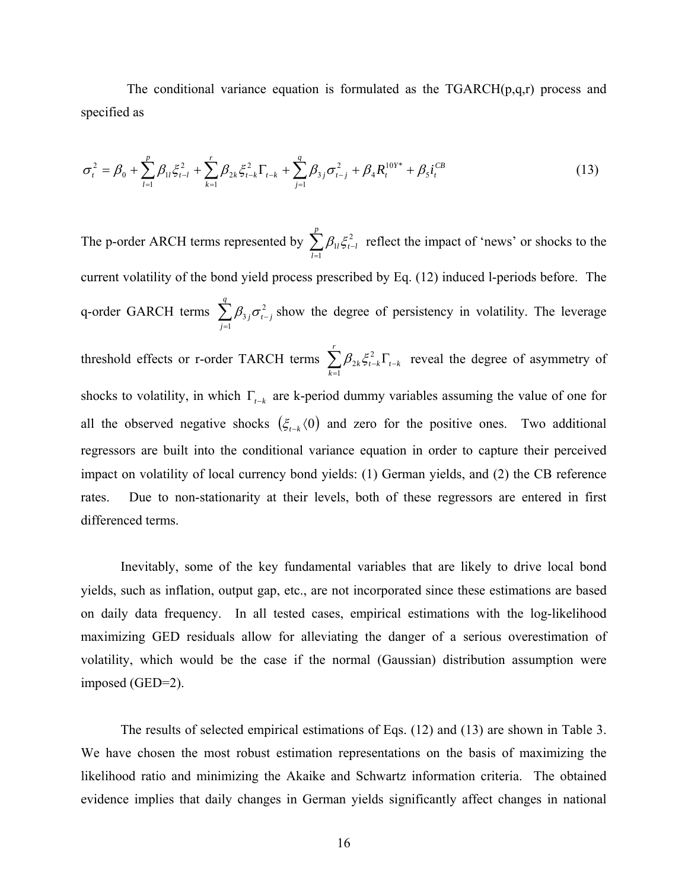The conditional variance equation is formulated as the TGARCH(p,q,r) process and specified as

$$\sigma_t^2 = \beta_0 + \sum_{l=1}^{p} \beta_{1l} \xi_{t-l}^2 + \sum_{k=1}^{r} \beta_{2k} \xi_{t-k}^2 \Gamma_{t-k} + \sum_{j=1}^{q} \beta_{3j} \sigma_{t-j}^2 + \beta_4 R_t^{10Y*} + \beta_5 i_t^{CB} \tag{13}$$

The p-order ARCH terms represented by $\sum_{l=1}^{p} \beta_{1l} \xi_{t-l}^2$ reflect the impact of 'news' or shocks to the current volatility of the bond yield process prescribed by Eq. (12) induced l-periods before. The q-order GARCH terms $\sum_{j=1}^{q} \beta_{3j} \sigma_{t-j}^2$ show the degree of persistency in volatility. The leverage threshold effects or r-order TARCH terms $\sum_{k=1}^{r} \beta_{2k} \xi_{t-k}^2 \Gamma_{t-k}$ reveal the degree of asymmetry of shocks to volatility, in which $\Gamma_{t-k}$ are k-period dummy variables assuming the value of one for all the observed negative shocks $(\xi_{t-k} \langle 0)$ and zero for the positive ones. Two additional regressors are built into the conditional variance equation in order to capture their perceived impact on volatility of local currency bond yields: (1) German yields, and (2) the CB reference rates. Due to non-stationarity at their levels, both of these regressors are entered in first differenced terms.

Inevitably, some of the key fundamental variables that are likely to drive local bond yields, such as inflation, output gap, etc., are not incorporated since these estimations are based on daily data frequency. In all tested cases, empirical estimations with the log-likelihood maximizing GED residuals allow for alleviating the danger of a serious overestimation of volatility, which would be the case if the normal (Gaussian) distribution assumption were imposed (GED=2).

The results of selected empirical estimations of Eqs. (12) and (13) are shown in Table 3. We have chosen the most robust estimation representations on the basis of maximizing the likelihood ratio and minimizing the Akaike and Schwartz information criteria. The obtained evidence implies that daily changes in German yields significantly affect changes in national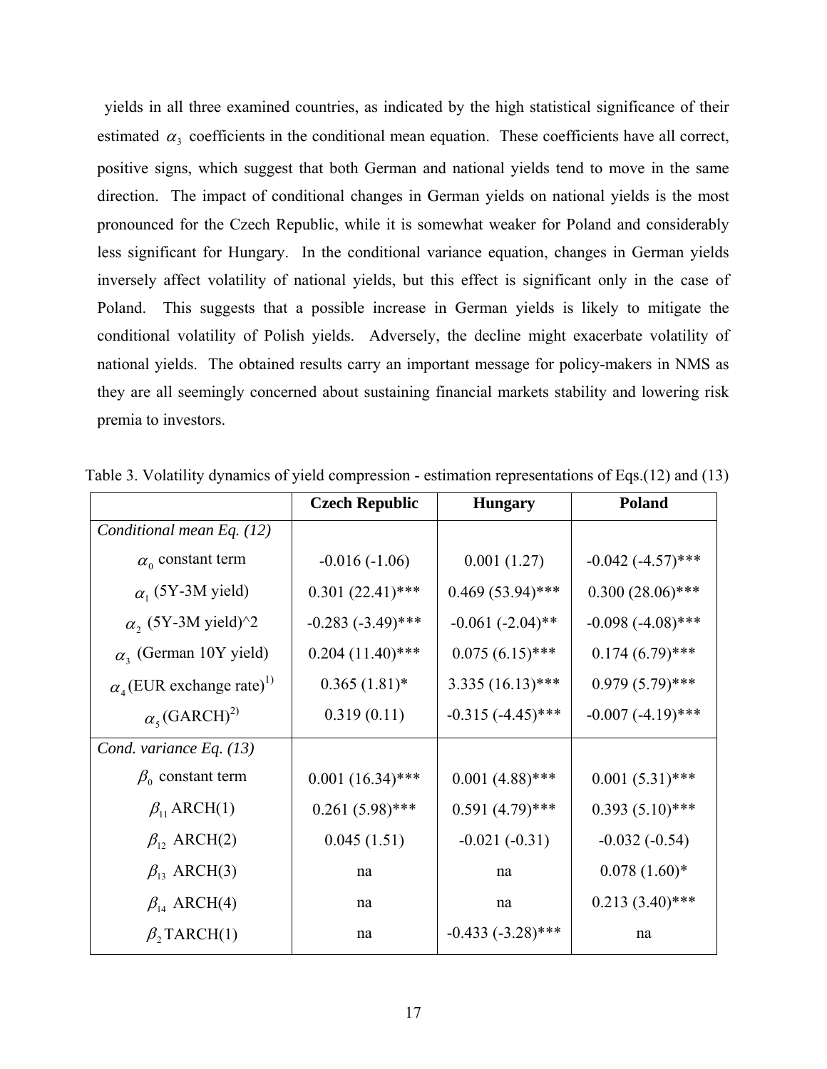yields in all three examined countries, as indicated by the high statistical significance of their estimated $\alpha_3$ coefficients in the conditional mean equation. These coefficients have all correct, positive signs, which suggest that both German and national yields tend to move in the same direction. The impact of conditional changes in German yields on national yields is the most pronounced for the Czech Republic, while it is somewhat weaker for Poland and considerably less significant for Hungary. In the conditional variance equation, changes in German yields inversely affect volatility of national yields, but this effect is significant only in the case of Poland. This suggests that a possible increase in German yields is likely to mitigate the conditional volatility of Polish yields. Adversely, the decline might exacerbate volatility of national yields. The obtained results carry an important message for policy-makers in NMS as they are all seemingly concerned about sustaining financial markets stability and lowering risk premia to investors.

Table 3. Volatility dynamics of yield compression - estimation representations of Eqs.(12) and (13)

| | **Czech Republic** | **Hungary** | **Poland** |
|---|---|---|---|
| *Conditional mean Eq. (12)* | | | |
| $\alpha_0$ constant term | -0.016 (-1.06) | 0.001 (1.27) | -0.042 (-4.57)*** |
| $\alpha_1$ (5Y-3M yield) | 0.301 (22.41)*** | 0.469 (53.94)*** | 0.300 (28.06)*** |
| $\alpha_2$ (5Y-3M yield)^2 | -0.283 (-3.49)*** | -0.061 (-2.04)** | -0.098 (-4.08)*** |
| $\alpha_3$ (German 10Y yield) | 0.204 (11.40)*** | 0.075 (6.15)*** | 0.174 (6.79)*** |
| $\alpha_4$ (EUR exchange rate)[1)] | 0.365 (1.81)* | 3.335 (16.13)*** | 0.979 (5.79)*** |
| $\alpha_5$ (GARCH)[2)] | 0.319 (0.11) | -0.315 (-4.45)*** | -0.007 (-4.19)*** |
| *Cond. variance Eq. (13)* | | | |
| $\beta_0$ constant term | 0.001 (16.34)*** | 0.001 (4.88)*** | 0.001 (5.31)*** |
| $\beta_{11}$ ARCH(1) | 0.261 (5.98)*** | 0.591 (4.79)*** | 0.393 (5.10)*** |
| $\beta_{12}$ ARCH(2) | 0.045 (1.51) | -0.021 (-0.31) | -0.032 (-0.54) |
| $\beta_{13}$ ARCH(3) | na | na | 0.078 (1.60)* |
| $\beta_{14}$ ARCH(4) | na | na | 0.213 (3.40)*** |
| $\beta_2$ TARCH(1) | na | -0.433 (-3.28)*** | na |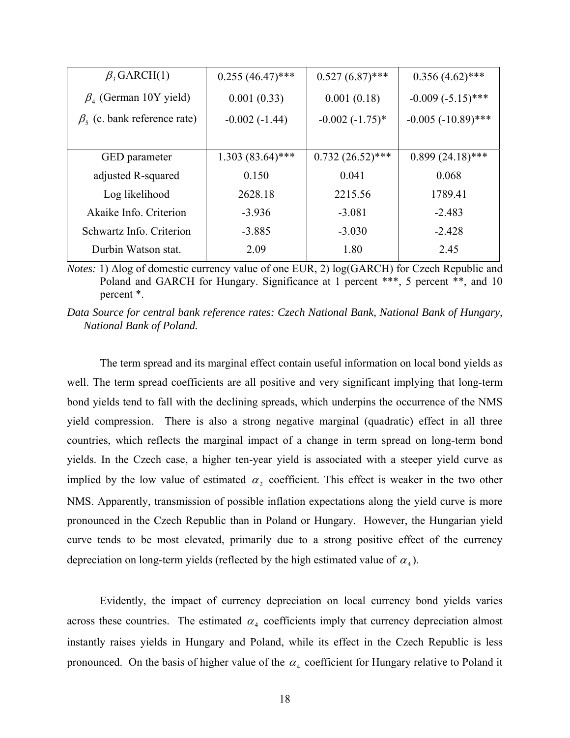| | | | |
|---|---|---|---|
| $\beta_3$ GARCH(1) | 0.255 (46.47)*** | 0.527 (6.87)*** | 0.356 (4.62)*** |
| $\beta_4$ (German 10Y yield) | 0.001 (0.33) | 0.001 (0.18) | -0.009 (-5.15)*** |
| $\beta_5$ (c. bank reference rate) | -0.002 (-1.44) | -0.002 (-1.75)* | -0.005 (-10.89)*** |
| GED parameter | 1.303 (83.64)*** | 0.732 (26.52)*** | 0.899 (24.18)*** |
| adjusted R-squared | 0.150 | 0.041 | 0.068 |
| Log likelihood | 2628.18 | 2215.56 | 1789.41 |
| Akaike Info. Criterion | -3.936 | -3.081 | -2.483 |
| Schwartz Info. Criterion | -3.885 | -3.030 | -2.428 |
| Durbin Watson stat. | 2.09 | 1.80 | 2.45 |

*Notes:* 1) Δlog of domestic currency value of one EUR, 2) log(GARCH) for Czech Republic and Poland and GARCH for Hungary. Significance at 1 percent ***, 5 percent **, and 10 percent *.

*Data Source for central bank reference rates: Czech National Bank, National Bank of Hungary, National Bank of Poland.*

The term spread and its marginal effect contain useful information on local bond yields as well. The term spread coefficients are all positive and very significant implying that long-term bond yields tend to fall with the declining spreads, which underpins the occurrence of the NMS yield compression. There is also a strong negative marginal (quadratic) effect in all three countries, which reflects the marginal impact of a change in term spread on long-term bond yields. In the Czech case, a higher ten-year yield is associated with a steeper yield curve as implied by the low value of estimated $\alpha_2$ coefficient. This effect is weaker in the two other NMS. Apparently, transmission of possible inflation expectations along the yield curve is more pronounced in the Czech Republic than in Poland or Hungary. However, the Hungarian yield curve tends to be most elevated, primarily due to a strong positive effect of the currency depreciation on long-term yields (reflected by the high estimated value of $\alpha_4$).

Evidently, the impact of currency depreciation on local currency bond yields varies across these countries. The estimated $\alpha_4$ coefficients imply that currency depreciation almost instantly raises yields in Hungary and Poland, while its effect in the Czech Republic is less pronounced. On the basis of higher value of the $\alpha_4$ coefficient for Hungary relative to Poland it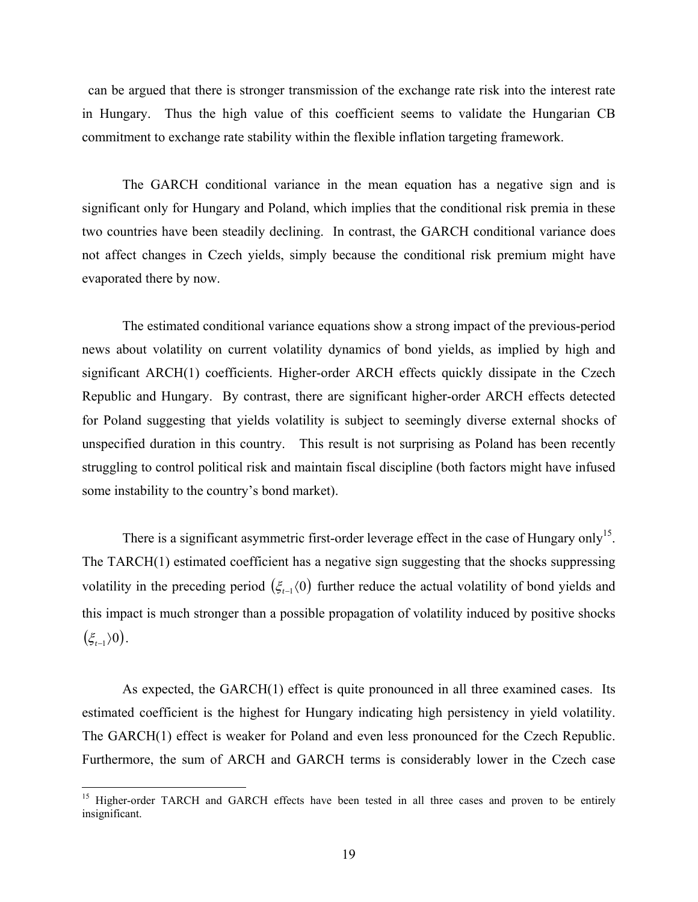can be argued that there is stronger transmission of the exchange rate risk into the interest rate in Hungary. Thus the high value of this coefficient seems to validate the Hungarian CB commitment to exchange rate stability within the flexible inflation targeting framework.

The GARCH conditional variance in the mean equation has a negative sign and is significant only for Hungary and Poland, which implies that the conditional risk premia in these two countries have been steadily declining. In contrast, the GARCH conditional variance does not affect changes in Czech yields, simply because the conditional risk premium might have evaporated there by now.

The estimated conditional variance equations show a strong impact of the previous-period news about volatility on current volatility dynamics of bond yields, as implied by high and significant ARCH(1) coefficients. Higher-order ARCH effects quickly dissipate in the Czech Republic and Hungary. By contrast, there are significant higher-order ARCH effects detected for Poland suggesting that yields volatility is subject to seemingly diverse external shocks of unspecified duration in this country. This result is not surprising as Poland has been recently struggling to control political risk and maintain fiscal discipline (both factors might have infused some instability to the country's bond market).

There is a significant asymmetric first-order leverage effect in the case of Hungary only[15]. The TARCH(1) estimated coefficient has a negative sign suggesting that the shocks suppressing volatility in the preceding period $(\xi_{t-1} \langle 0)$ further reduce the actual volatility of bond yields and this impact is much stronger than a possible propagation of volatility induced by positive shocks $(\xi_{t-1} \rangle 0)$.

As expected, the GARCH(1) effect is quite pronounced in all three examined cases. Its estimated coefficient is the highest for Hungary indicating high persistency in yield volatility. The GARCH(1) effect is weaker for Poland and even less pronounced for the Czech Republic. Furthermore, the sum of ARCH and GARCH terms is considerably lower in the Czech case

[15] Higher-order TARCH and GARCH effects have been tested in all three cases and proven to be entirely insignificant.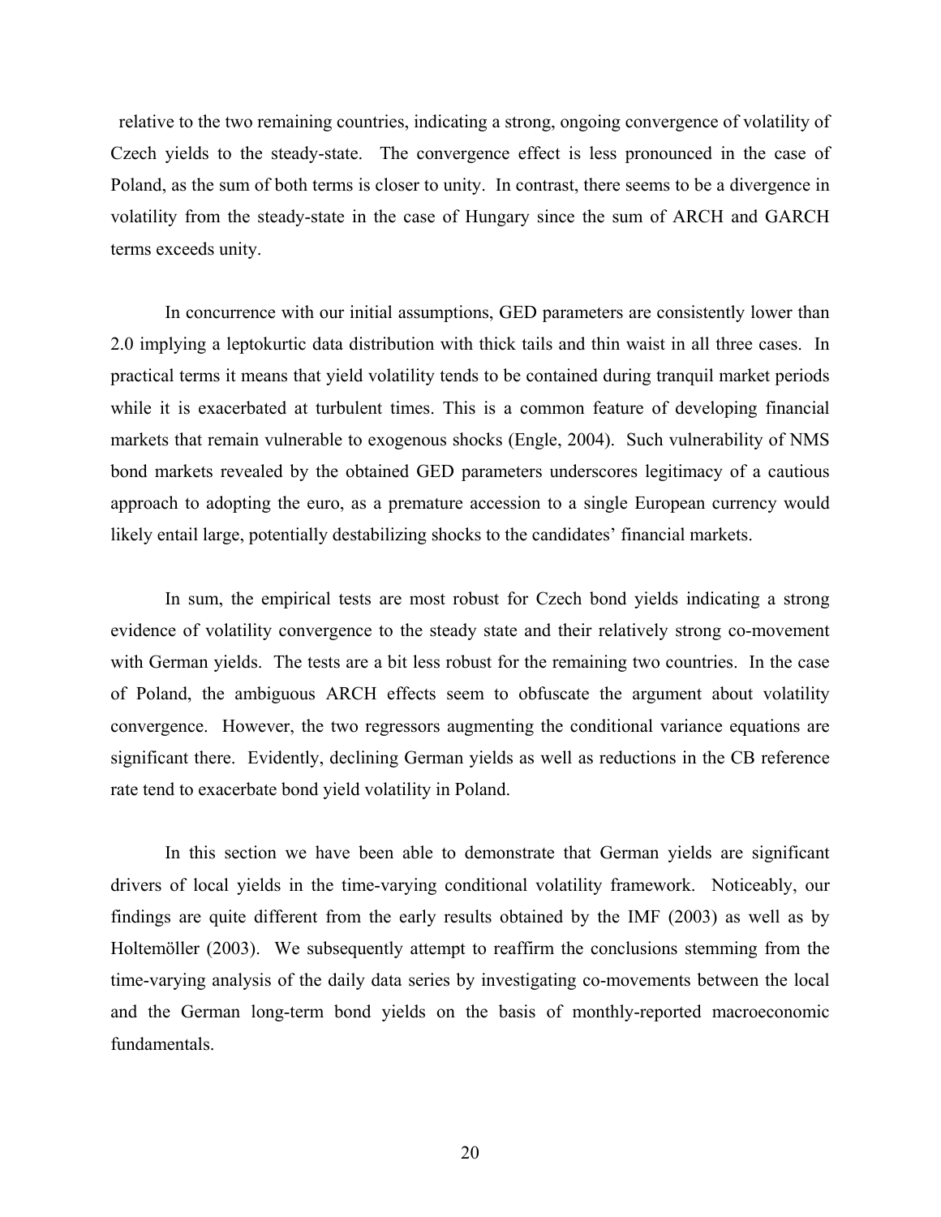relative to the two remaining countries, indicating a strong, ongoing convergence of volatility of Czech yields to the steady-state. The convergence effect is less pronounced in the case of Poland, as the sum of both terms is closer to unity. In contrast, there seems to be a divergence in volatility from the steady-state in the case of Hungary since the sum of ARCH and GARCH terms exceeds unity.

In concurrence with our initial assumptions, GED parameters are consistently lower than 2.0 implying a leptokurtic data distribution with thick tails and thin waist in all three cases. In practical terms it means that yield volatility tends to be contained during tranquil market periods while it is exacerbated at turbulent times. This is a common feature of developing financial markets that remain vulnerable to exogenous shocks (Engle, 2004). Such vulnerability of NMS bond markets revealed by the obtained GED parameters underscores legitimacy of a cautious approach to adopting the euro, as a premature accession to a single European currency would likely entail large, potentially destabilizing shocks to the candidates' financial markets.

In sum, the empirical tests are most robust for Czech bond yields indicating a strong evidence of volatility convergence to the steady state and their relatively strong co-movement with German yields. The tests are a bit less robust for the remaining two countries. In the case of Poland, the ambiguous ARCH effects seem to obfuscate the argument about volatility convergence. However, the two regressors augmenting the conditional variance equations are significant there. Evidently, declining German yields as well as reductions in the CB reference rate tend to exacerbate bond yield volatility in Poland.

In this section we have been able to demonstrate that German yields are significant drivers of local yields in the time-varying conditional volatility framework. Noticeably, our findings are quite different from the early results obtained by the IMF (2003) as well as by Holtemöller (2003). We subsequently attempt to reaffirm the conclusions stemming from the time-varying analysis of the daily data series by investigating co-movements between the local and the German long-term bond yields on the basis of monthly-reported macroeconomic fundamentals.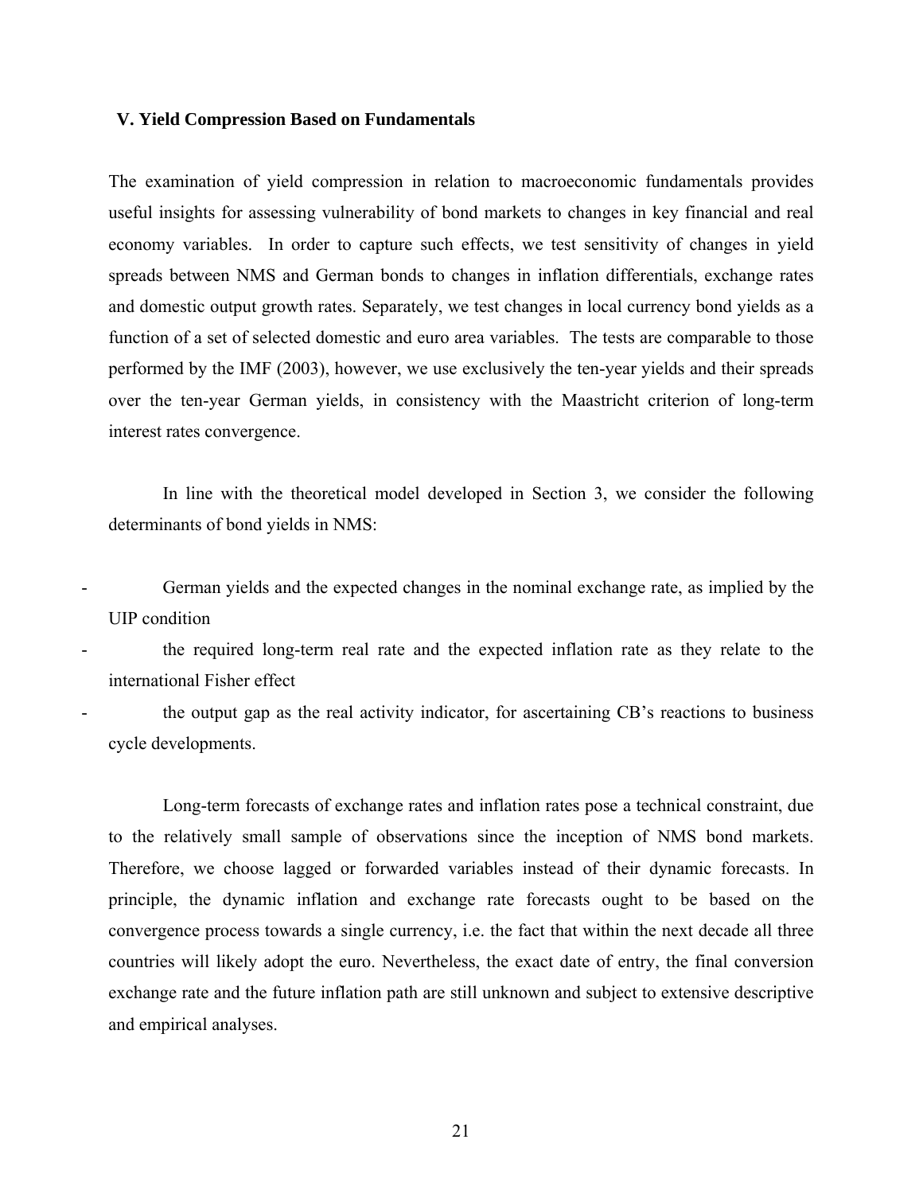## V. Yield Compression Based on Fundamentals

The examination of yield compression in relation to macroeconomic fundamentals provides useful insights for assessing vulnerability of bond markets to changes in key financial and real economy variables. In order to capture such effects, we test sensitivity of changes in yield spreads between NMS and German bonds to changes in inflation differentials, exchange rates and domestic output growth rates. Separately, we test changes in local currency bond yields as a function of a set of selected domestic and euro area variables. The tests are comparable to those performed by the IMF (2003), however, we use exclusively the ten-year yields and their spreads over the ten-year German yields, in consistency with the Maastricht criterion of long-term interest rates convergence.

In line with the theoretical model developed in Section 3, we consider the following determinants of bond yields in NMS:

- German yields and the expected changes in the nominal exchange rate, as implied by the UIP condition
- the required long-term real rate and the expected inflation rate as they relate to the international Fisher effect
- the output gap as the real activity indicator, for ascertaining CB's reactions to business cycle developments.

Long-term forecasts of exchange rates and inflation rates pose a technical constraint, due to the relatively small sample of observations since the inception of NMS bond markets. Therefore, we choose lagged or forwarded variables instead of their dynamic forecasts. In principle, the dynamic inflation and exchange rate forecasts ought to be based on the convergence process towards a single currency, i.e. the fact that within the next decade all three countries will likely adopt the euro. Nevertheless, the exact date of entry, the final conversion exchange rate and the future inflation path are still unknown and subject to extensive descriptive and empirical analyses.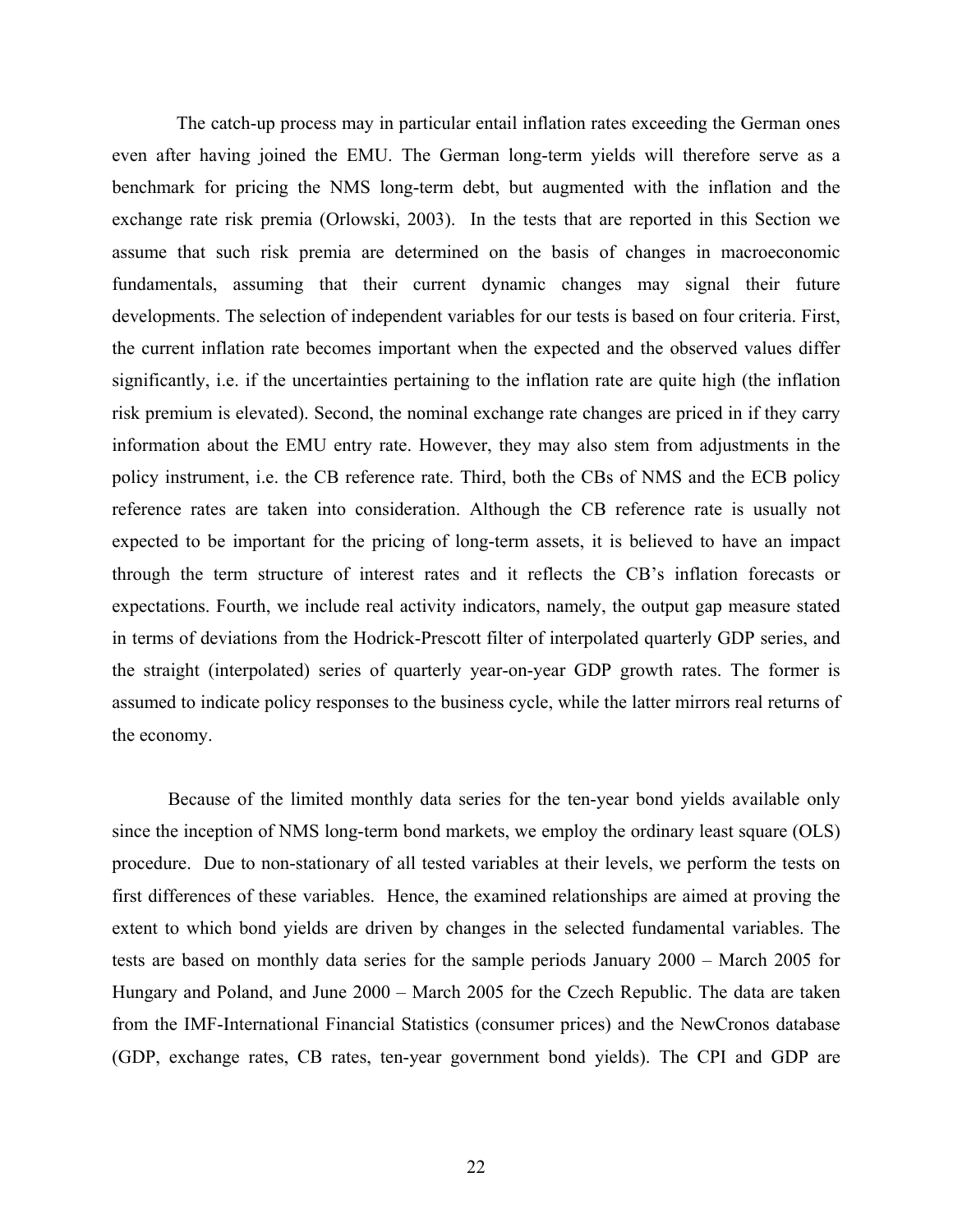The catch-up process may in particular entail inflation rates exceeding the German ones even after having joined the EMU. The German long-term yields will therefore serve as a benchmark for pricing the NMS long-term debt, but augmented with the inflation and the exchange rate risk premia (Orlowski, 2003). In the tests that are reported in this Section we assume that such risk premia are determined on the basis of changes in macroeconomic fundamentals, assuming that their current dynamic changes may signal their future developments. The selection of independent variables for our tests is based on four criteria. First, the current inflation rate becomes important when the expected and the observed values differ significantly, i.e. if the uncertainties pertaining to the inflation rate are quite high (the inflation risk premium is elevated). Second, the nominal exchange rate changes are priced in if they carry information about the EMU entry rate. However, they may also stem from adjustments in the policy instrument, i.e. the CB reference rate. Third, both the CBs of NMS and the ECB policy reference rates are taken into consideration. Although the CB reference rate is usually not expected to be important for the pricing of long-term assets, it is believed to have an impact through the term structure of interest rates and it reflects the CB's inflation forecasts or expectations. Fourth, we include real activity indicators, namely, the output gap measure stated in terms of deviations from the Hodrick-Prescott filter of interpolated quarterly GDP series, and the straight (interpolated) series of quarterly year-on-year GDP growth rates. The former is assumed to indicate policy responses to the business cycle, while the latter mirrors real returns of the economy.

Because of the limited monthly data series for the ten-year bond yields available only since the inception of NMS long-term bond markets, we employ the ordinary least square (OLS) procedure. Due to non-stationary of all tested variables at their levels, we perform the tests on first differences of these variables. Hence, the examined relationships are aimed at proving the extent to which bond yields are driven by changes in the selected fundamental variables. The tests are based on monthly data series for the sample periods January 2000 – March 2005 for Hungary and Poland, and June 2000 – March 2005 for the Czech Republic. The data are taken from the IMF-International Financial Statistics (consumer prices) and the NewCronos database (GDP, exchange rates, CB rates, ten-year government bond yields). The CPI and GDP are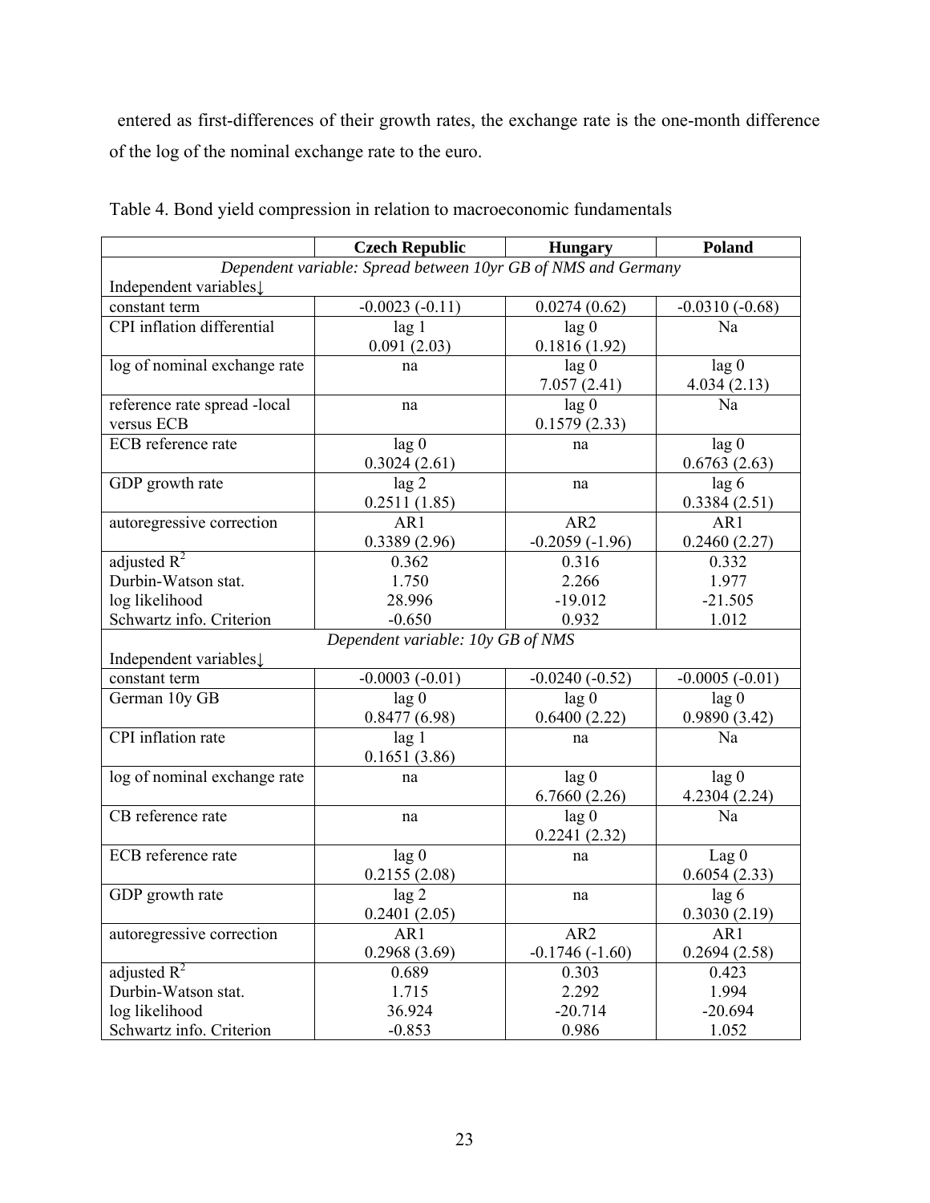entered as first-differences of their growth rates, the exchange rate is the one-month difference of the log of the nominal exchange rate to the euro.

Table 4. Bond yield compression in relation to macroeconomic fundamentals

| | **Czech Republic** | **Hungary** | **Poland** |
|---|---|---|---|
| *Dependent variable: Spread between 10yr GB of NMS and Germany* | | | |
| Independent variables↓ | | | |
| constant term | -0.0023 (-0.11) | 0.0274 (0.62) | -0.0310 (-0.68) |
| CPI inflation differential | lag 1<br>0.091 (2.03) | lag 0<br>0.1816 (1.92) | Na |
| log of nominal exchange rate | na | lag 0<br>7.057 (2.41) | lag 0<br>4.034 (2.13) |
| reference rate spread -local versus ECB | na | lag 0<br>0.1579 (2.33) | Na |
| ECB reference rate | lag 0<br>0.3024 (2.61) | na | lag 0<br>0.6763 (2.63) |
| GDP growth rate | lag 2<br>0.2511 (1.85) | na | lag 6<br>0.3384 (2.51) |
| autoregressive correction | AR1<br>0.3389 (2.96) | AR2<br>-0.2059 (-1.96) | AR1<br>0.2460 (2.27) |
| adjusted $R^2$<br>Durbin-Watson stat.<br>log likelihood<br>Schwartz info. Criterion | 0.362<br>1.750<br>28.996<br>-0.650 | 0.316<br>2.266<br>-19.012<br>0.932 | 0.332<br>1.977<br>-21.505<br>1.012 |
| *Dependent variable: 10y GB of NMS* | | | |
| Independent variables↓ | | | |
| constant term | -0.0003 (-0.01) | -0.0240 (-0.52) | -0.0005 (-0.01) |
| German 10y GB | lag 0<br>0.8477 (6.98) | lag 0<br>0.6400 (2.22) | lag 0<br>0.9890 (3.42) |
| CPI inflation rate | lag 1<br>0.1651 (3.86) | na | Na |
| log of nominal exchange rate | na | lag 0<br>6.7660 (2.26) | lag 0<br>4.2304 (2.24) |
| CB reference rate | na | lag 0<br>0.2241 (2.32) | Na |
| ECB reference rate | lag 0<br>0.2155 (2.08) | na | Lag 0<br>0.6054 (2.33) |
| GDP growth rate | lag 2<br>0.2401 (2.05) | na | lag 6<br>0.3030 (2.19) |
| autoregressive correction | AR1<br>0.2968 (3.69) | AR2<br>-0.1746 (-1.60) | AR1<br>0.2694 (2.58) |
| adjusted $R^2$<br>Durbin-Watson stat.<br>log likelihood<br>Schwartz info. Criterion | 0.689<br>1.715<br>36.924<br>-0.853 | 0.303<br>2.292<br>-20.714<br>0.986 | 0.423<br>1.994<br>-20.694<br>1.052 |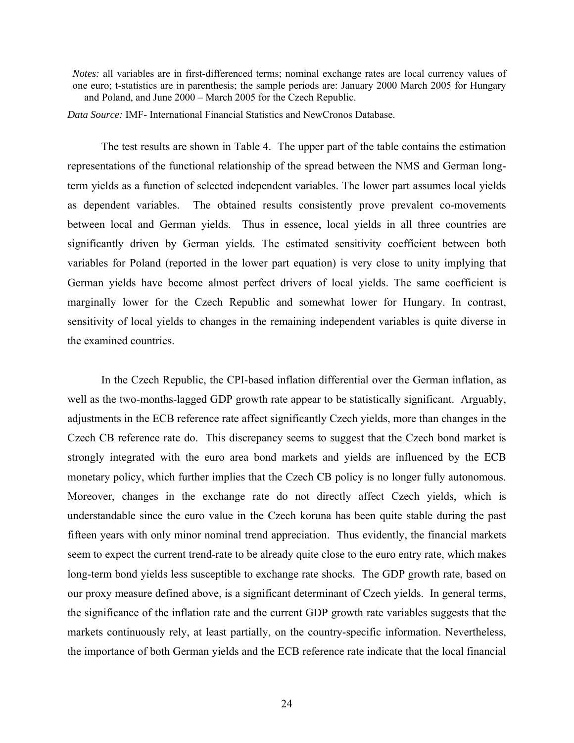*Notes:* all variables are in first-differenced terms; nominal exchange rates are local currency values of one euro; t-statistics are in parenthesis; the sample periods are: January 2000 March 2005 for Hungary and Poland, and June 2000 – March 2005 for the Czech Republic.

*Data Source:* IMF- International Financial Statistics and NewCronos Database.

The test results are shown in Table 4. The upper part of the table contains the estimation representations of the functional relationship of the spread between the NMS and German long-term yields as a function of selected independent variables. The lower part assumes local yields as dependent variables. The obtained results consistently prove prevalent co-movements between local and German yields. Thus in essence, local yields in all three countries are significantly driven by German yields. The estimated sensitivity coefficient between both variables for Poland (reported in the lower part equation) is very close to unity implying that German yields have become almost perfect drivers of local yields. The same coefficient is marginally lower for the Czech Republic and somewhat lower for Hungary. In contrast, sensitivity of local yields to changes in the remaining independent variables is quite diverse in the examined countries.

In the Czech Republic, the CPI-based inflation differential over the German inflation, as well as the two-months-lagged GDP growth rate appear to be statistically significant. Arguably, adjustments in the ECB reference rate affect significantly Czech yields, more than changes in the Czech CB reference rate do. This discrepancy seems to suggest that the Czech bond market is strongly integrated with the euro area bond markets and yields are influenced by the ECB monetary policy, which further implies that the Czech CB policy is no longer fully autonomous. Moreover, changes in the exchange rate do not directly affect Czech yields, which is understandable since the euro value in the Czech koruna has been quite stable during the past fifteen years with only minor nominal trend appreciation. Thus evidently, the financial markets seem to expect the current trend-rate to be already quite close to the euro entry rate, which makes long-term bond yields less susceptible to exchange rate shocks. The GDP growth rate, based on our proxy measure defined above, is a significant determinant of Czech yields. In general terms, the significance of the inflation rate and the current GDP growth rate variables suggests that the markets continuously rely, at least partially, on the country-specific information. Nevertheless, the importance of both German yields and the ECB reference rate indicate that the local financial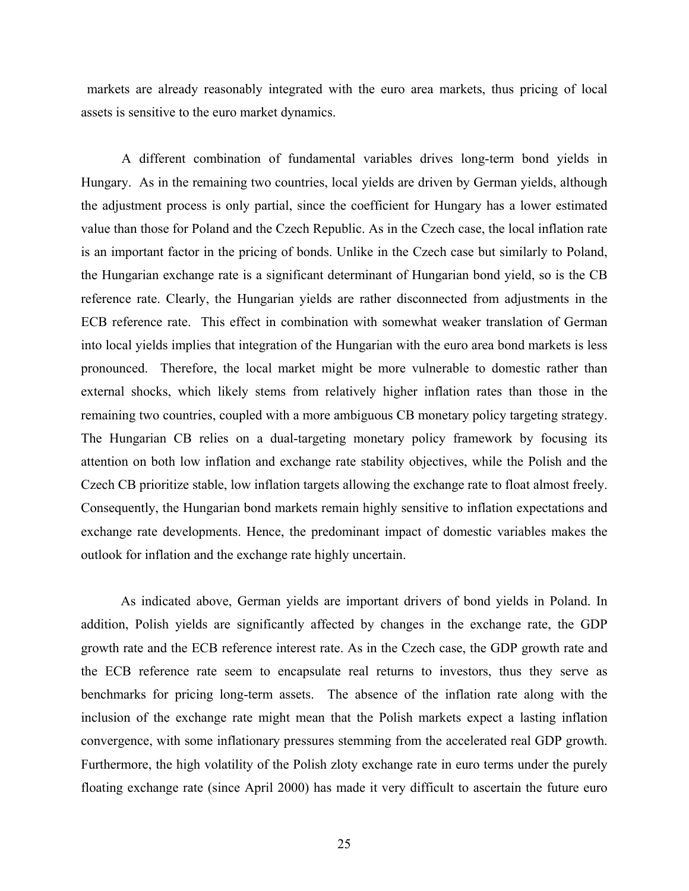markets are already reasonably integrated with the euro area markets, thus pricing of local assets is sensitive to the euro market dynamics.

A different combination of fundamental variables drives long-term bond yields in Hungary. As in the remaining two countries, local yields are driven by German yields, although the adjustment process is only partial, since the coefficient for Hungary has a lower estimated value than those for Poland and the Czech Republic. As in the Czech case, the local inflation rate is an important factor in the pricing of bonds. Unlike in the Czech case but similarly to Poland, the Hungarian exchange rate is a significant determinant of Hungarian bond yield, so is the CB reference rate. Clearly, the Hungarian yields are rather disconnected from adjustments in the ECB reference rate. This effect in combination with somewhat weaker translation of German into local yields implies that integration of the Hungarian with the euro area bond markets is less pronounced. Therefore, the local market might be more vulnerable to domestic rather than external shocks, which likely stems from relatively higher inflation rates than those in the remaining two countries, coupled with a more ambiguous CB monetary policy targeting strategy. The Hungarian CB relies on a dual-targeting monetary policy framework by focusing its attention on both low inflation and exchange rate stability objectives, while the Polish and the Czech CB prioritize stable, low inflation targets allowing the exchange rate to float almost freely. Consequently, the Hungarian bond markets remain highly sensitive to inflation expectations and exchange rate developments. Hence, the predominant impact of domestic variables makes the outlook for inflation and the exchange rate highly uncertain.

As indicated above, German yields are important drivers of bond yields in Poland. In addition, Polish yields are significantly affected by changes in the exchange rate, the GDP growth rate and the ECB reference interest rate. As in the Czech case, the GDP growth rate and the ECB reference rate seem to encapsulate real returns to investors, thus they serve as benchmarks for pricing long-term assets. The absence of the inflation rate along with the inclusion of the exchange rate might mean that the Polish markets expect a lasting inflation convergence, with some inflationary pressures stemming from the accelerated real GDP growth. Furthermore, the high volatility of the Polish zloty exchange rate in euro terms under the purely floating exchange rate (since April 2000) has made it very difficult to ascertain the future euro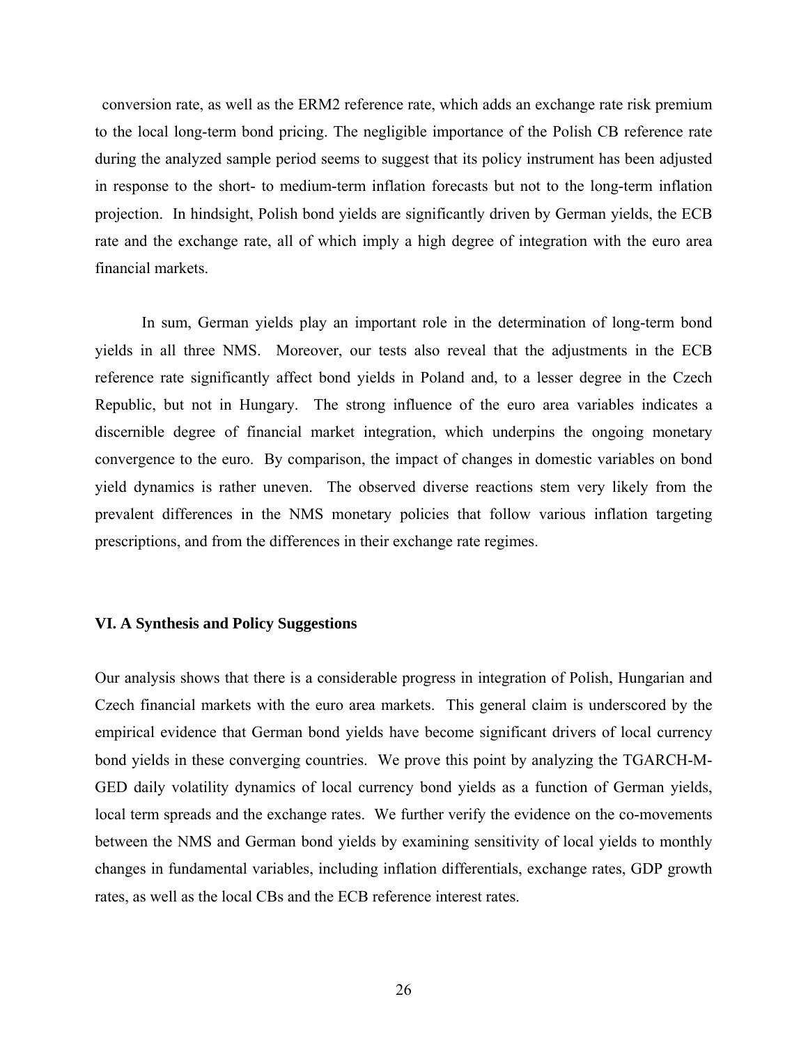conversion rate, as well as the ERM2 reference rate, which adds an exchange rate risk premium to the local long-term bond pricing. The negligible importance of the Polish CB reference rate during the analyzed sample period seems to suggest that its policy instrument has been adjusted in response to the short- to medium-term inflation forecasts but not to the long-term inflation projection. In hindsight, Polish bond yields are significantly driven by German yields, the ECB rate and the exchange rate, all of which imply a high degree of integration with the euro area financial markets.

In sum, German yields play an important role in the determination of long-term bond yields in all three NMS. Moreover, our tests also reveal that the adjustments in the ECB reference rate significantly affect bond yields in Poland and, to a lesser degree in the Czech Republic, but not in Hungary. The strong influence of the euro area variables indicates a discernible degree of financial market integration, which underpins the ongoing monetary convergence to the euro. By comparison, the impact of changes in domestic variables on bond yield dynamics is rather uneven. The observed diverse reactions stem very likely from the prevalent differences in the NMS monetary policies that follow various inflation targeting prescriptions, and from the differences in their exchange rate regimes.

### VI. A Synthesis and Policy Suggestions

Our analysis shows that there is a considerable progress in integration of Polish, Hungarian and Czech financial markets with the euro area markets. This general claim is underscored by the empirical evidence that German bond yields have become significant drivers of local currency bond yields in these converging countries. We prove this point by analyzing the TGARCH-M-GED daily volatility dynamics of local currency bond yields as a function of German yields, local term spreads and the exchange rates. We further verify the evidence on the co-movements between the NMS and German bond yields by examining sensitivity of local yields to monthly changes in fundamental variables, including inflation differentials, exchange rates, GDP growth rates, as well as the local CBs and the ECB reference interest rates.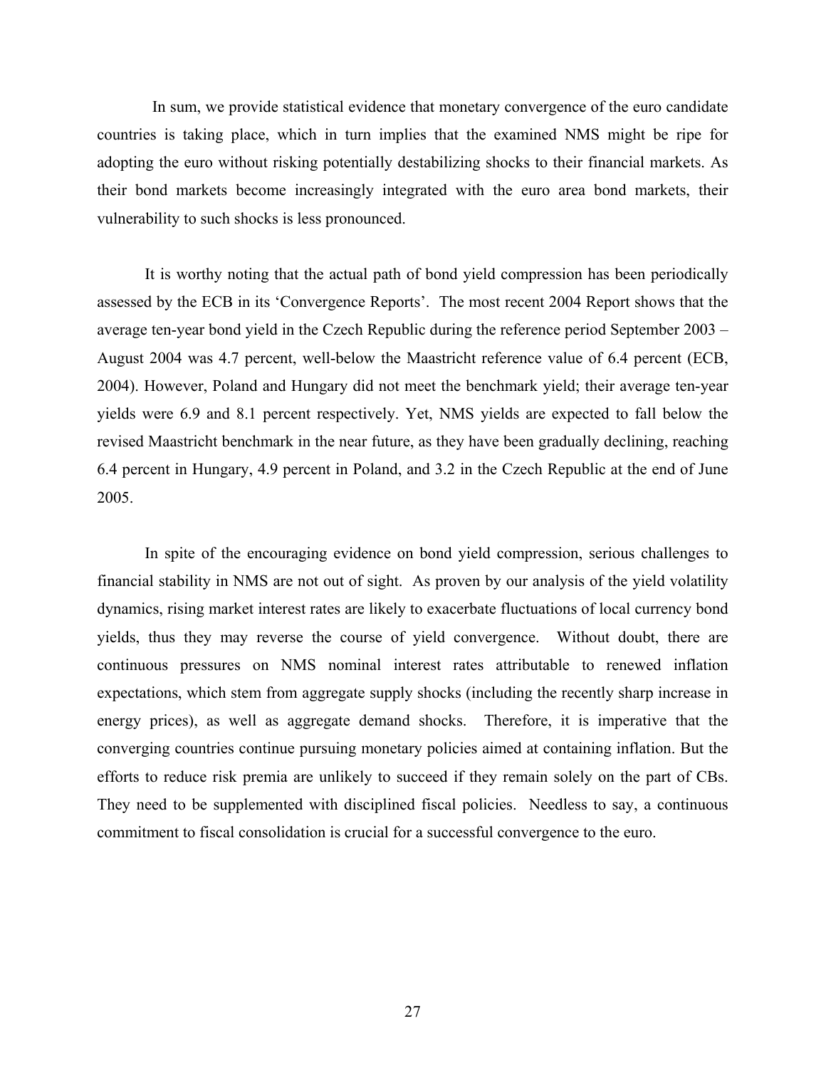In sum, we provide statistical evidence that monetary convergence of the euro candidate countries is taking place, which in turn implies that the examined NMS might be ripe for adopting the euro without risking potentially destabilizing shocks to their financial markets. As their bond markets become increasingly integrated with the euro area bond markets, their vulnerability to such shocks is less pronounced.

It is worthy noting that the actual path of bond yield compression has been periodically assessed by the ECB in its 'Convergence Reports'. The most recent 2004 Report shows that the average ten-year bond yield in the Czech Republic during the reference period September 2003 – August 2004 was 4.7 percent, well-below the Maastricht reference value of 6.4 percent (ECB, 2004). However, Poland and Hungary did not meet the benchmark yield; their average ten-year yields were 6.9 and 8.1 percent respectively. Yet, NMS yields are expected to fall below the revised Maastricht benchmark in the near future, as they have been gradually declining, reaching 6.4 percent in Hungary, 4.9 percent in Poland, and 3.2 in the Czech Republic at the end of June 2005.

In spite of the encouraging evidence on bond yield compression, serious challenges to financial stability in NMS are not out of sight. As proven by our analysis of the yield volatility dynamics, rising market interest rates are likely to exacerbate fluctuations of local currency bond yields, thus they may reverse the course of yield convergence. Without doubt, there are continuous pressures on NMS nominal interest rates attributable to renewed inflation expectations, which stem from aggregate supply shocks (including the recently sharp increase in energy prices), as well as aggregate demand shocks. Therefore, it is imperative that the converging countries continue pursuing monetary policies aimed at containing inflation. But the efforts to reduce risk premia are unlikely to succeed if they remain solely on the part of CBs. They need to be supplemented with disciplined fiscal policies. Needless to say, a continuous commitment to fiscal consolidation is crucial for a successful convergence to the euro.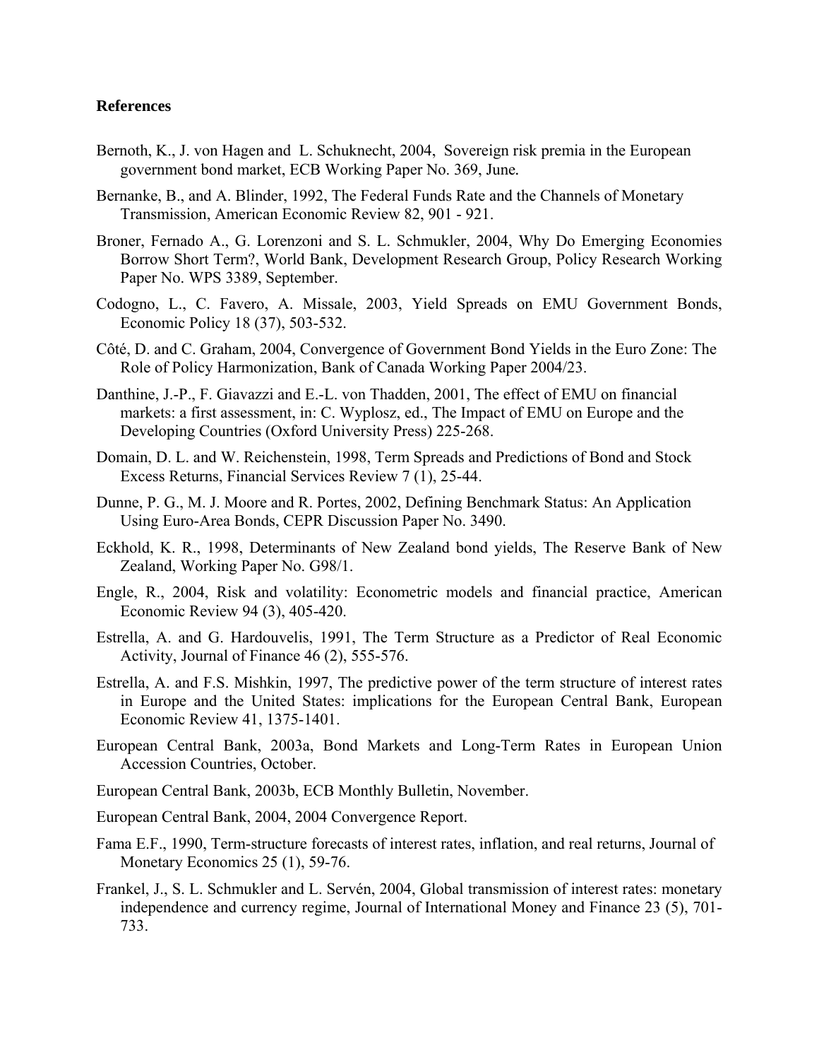**References**

Bernoth, K., J. von Hagen and L. Schuknecht, 2004, Sovereign risk premia in the European government bond market, ECB Working Paper No. 369, June.

Bernanke, B., and A. Blinder, 1992, The Federal Funds Rate and the Channels of Monetary Transmission, American Economic Review 82, 901 - 921.

Broner, Fernado A., G. Lorenzoni and S. L. Schmukler, 2004, Why Do Emerging Economies Borrow Short Term?, World Bank, Development Research Group, Policy Research Working Paper No. WPS 3389, September.

Codogno, L., C. Favero, A. Missale, 2003, Yield Spreads on EMU Government Bonds, Economic Policy 18 (37), 503-532.

Côté, D. and C. Graham, 2004, Convergence of Government Bond Yields in the Euro Zone: The Role of Policy Harmonization, Bank of Canada Working Paper 2004/23.

Danthine, J.-P., F. Giavazzi and E.-L. von Thadden, 2001, The effect of EMU on financial markets: a first assessment, in: C. Wyplosz, ed., The Impact of EMU on Europe and the Developing Countries (Oxford University Press) 225-268.

Domain, D. L. and W. Reichenstein, 1998, Term Spreads and Predictions of Bond and Stock Excess Returns, Financial Services Review 7 (1), 25-44.

Dunne, P. G., M. J. Moore and R. Portes, 2002, Defining Benchmark Status: An Application Using Euro-Area Bonds, CEPR Discussion Paper No. 3490.

Eckhold, K. R., 1998, Determinants of New Zealand bond yields, The Reserve Bank of New Zealand, Working Paper No. G98/1.

Engle, R., 2004, Risk and volatility: Econometric models and financial practice, American Economic Review 94 (3), 405-420.

Estrella, A. and G. Hardouvelis, 1991, The Term Structure as a Predictor of Real Economic Activity, Journal of Finance 46 (2), 555-576.

Estrella, A. and F.S. Mishkin, 1997, The predictive power of the term structure of interest rates in Europe and the United States: implications for the European Central Bank, European Economic Review 41, 1375-1401.

European Central Bank, 2003a, Bond Markets and Long-Term Rates in European Union Accession Countries, October.

European Central Bank, 2003b, ECB Monthly Bulletin, November.

European Central Bank, 2004, 2004 Convergence Report.

Fama E.F., 1990, Term-structure forecasts of interest rates, inflation, and real returns, Journal of Monetary Economics 25 (1), 59-76.

Frankel, J., S. L. Schmukler and L. Servén, 2004, Global transmission of interest rates: monetary independence and currency regime, Journal of International Money and Finance 23 (5), 701-733.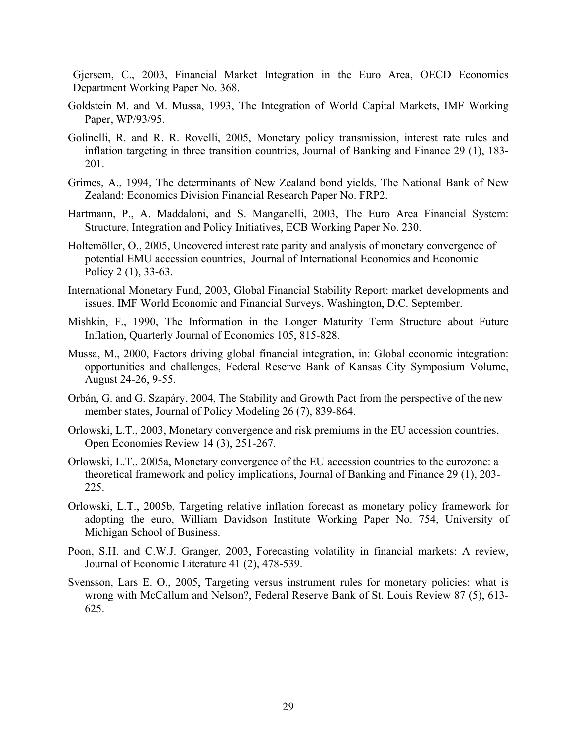Gjersem, C., 2003, Financial Market Integration in the Euro Area, OECD Economics Department Working Paper No. 368.

Goldstein M. and M. Mussa, 1993, The Integration of World Capital Markets, IMF Working Paper, WP/93/95.

Golinelli, R. and R. R. Rovelli, 2005, Monetary policy transmission, interest rate rules and inflation targeting in three transition countries, Journal of Banking and Finance 29 (1), 183-201.

Grimes, A., 1994, The determinants of New Zealand bond yields, The National Bank of New Zealand: Economics Division Financial Research Paper No. FRP2.

Hartmann, P., A. Maddaloni, and S. Manganelli, 2003, The Euro Area Financial System: Structure, Integration and Policy Initiatives, ECB Working Paper No. 230.

Holtemöller, O., 2005, Uncovered interest rate parity and analysis of monetary convergence of potential EMU accession countries, Journal of International Economics and Economic Policy 2 (1), 33-63.

International Monetary Fund, 2003, Global Financial Stability Report: market developments and issues. IMF World Economic and Financial Surveys, Washington, D.C. September.

Mishkin, F., 1990, The Information in the Longer Maturity Term Structure about Future Inflation, Quarterly Journal of Economics 105, 815-828.

Mussa, M., 2000, Factors driving global financial integration, in: Global economic integration: opportunities and challenges, Federal Reserve Bank of Kansas City Symposium Volume, August 24-26, 9-55.

Orbán, G. and G. Szapáry, 2004, The Stability and Growth Pact from the perspective of the new member states, Journal of Policy Modeling 26 (7), 839-864.

Orlowski, L.T., 2003, Monetary convergence and risk premiums in the EU accession countries, Open Economies Review 14 (3), 251-267.

Orlowski, L.T., 2005a, Monetary convergence of the EU accession countries to the eurozone: a theoretical framework and policy implications, Journal of Banking and Finance 29 (1), 203-225.

Orlowski, L.T., 2005b, Targeting relative inflation forecast as monetary policy framework for adopting the euro, William Davidson Institute Working Paper No. 754, University of Michigan School of Business.

Poon, S.H. and C.W.J. Granger, 2003, Forecasting volatility in financial markets: A review, Journal of Economic Literature 41 (2), 478-539.

Svensson, Lars E. O., 2005, Targeting versus instrument rules for monetary policies: what is wrong with McCallum and Nelson?, Federal Reserve Bank of St. Louis Review 87 (5), 613-625.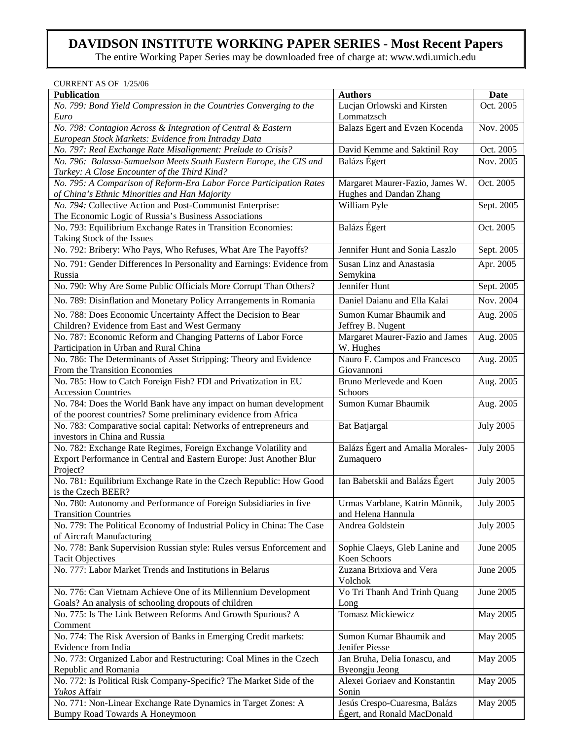# DAVIDSON INSTITUTE WORKING PAPER SERIES - Most Recent Papers

The entire Working Paper Series may be downloaded free of charge at: www.wdi.umich.edu

CURRENT AS OF 1/25/06

| Publication | Authors | Date |
|---|---|---|
| *No. 799: Bond Yield Compression in the Countries Converging to the Euro* | Lucjan Orlowski and Kirsten Lommatzsch | Oct. 2005 |
| *No. 798: Contagion Across & Integration of Central & Eastern European Stock Markets: Evidence from Intraday Data* | Balazs Egert and Evzen Kocenda | Nov. 2005 |
| *No. 797: Real Exchange Rate Misalignment: Prelude to Crisis?* | David Kemme and Saktinil Roy | Oct. 2005 |
| *No. 796: Balassa-Samuelson Meets South Eastern Europe, the CIS and Turkey: A Close Encounter of the Third Kind?* | Balázs Égert | Nov. 2005 |
| *No. 795: A Comparison of Reform-Era Labor Force Participation Rates of China's Ethnic Minorities and Han Majority* | Margaret Maurer-Fazio, James W. Hughes and Dandan Zhang | Oct. 2005 |
| *No. 794:* Collective Action and Post-Communist Enterprise: The Economic Logic of Russia's Business Associations | William Pyle | Sept. 2005 |
| No. 793: Equilibrium Exchange Rates in Transition Economies: Taking Stock of the Issues | Balázs Égert | Oct. 2005 |
| No. 792: Bribery: Who Pays, Who Refuses, What Are The Payoffs? | Jennifer Hunt and Sonia Laszlo | Sept. 2005 |
| No. 791: Gender Differences In Personality and Earnings: Evidence from Russia | Susan Linz and Anastasia Semykina | Apr. 2005 |
| No. 790: Why Are Some Public Officials More Corrupt Than Others? | Jennifer Hunt | Sept. 2005 |
| No. 789: Disinflation and Monetary Policy Arrangements in Romania | Daniel Daianu and Ella Kalai | Nov. 2004 |
| No. 788: Does Economic Uncertainty Affect the Decision to Bear Children? Evidence from East and West Germany | Sumon Kumar Bhaumik and Jeffrey B. Nugent | Aug. 2005 |
| No. 787: Economic Reform and Changing Patterns of Labor Force Participation in Urban and Rural China | Margaret Maurer-Fazio and James W. Hughes | Aug. 2005 |
| No. 786: The Determinants of Asset Stripping: Theory and Evidence From the Transition Economies | Nauro F. Campos and Francesco Giovannoni | Aug. 2005 |
| No. 785: How to Catch Foreign Fish? FDI and Privatization in EU Accession Countries | Bruno Merlevede and Koen Schoors | Aug. 2005 |
| No. 784: Does the World Bank have any impact on human development of the poorest countries? Some preliminary evidence from Africa | Sumon Kumar Bhaumik | Aug. 2005 |
| No. 783: Comparative social capital: Networks of entrepreneurs and investors in China and Russia | Bat Batjargal | July 2005 |
| No. 782: Exchange Rate Regimes, Foreign Exchange Volatility and Export Performance in Central and Eastern Europe: Just Another Blur Project? | Balázs Égert and Amalia Morales-Zumaquero | July 2005 |
| No. 781: Equilibrium Exchange Rate in the Czech Republic: How Good is the Czech BEER? | Ian Babetskii and Balázs Égert | July 2005 |
| No. 780: Autonomy and Performance of Foreign Subsidiaries in five Transition Countries | Urmas Varblane, Katrin Männik, and Helena Hannula | July 2005 |
| No. 779: The Political Economy of Industrial Policy in China: The Case of Aircraft Manufacturing | Andrea Goldstein | July 2005 |
| No. 778: Bank Supervision Russian style: Rules versus Enforcement and Tacit Objectives | Sophie Claeys, Gleb Lanine and Koen Schoors | June 2005 |
| No. 777: Labor Market Trends and Institutions in Belarus | Zuzana Brixiova and Vera Volchok | June 2005 |
| No. 776: Can Vietnam Achieve One of its Millennium Development Goals? An analysis of schooling dropouts of children | Vo Tri Thanh And Trinh Quang Long | June 2005 |
| No. 775: Is The Link Between Reforms And Growth Spurious? A Comment | Tomasz Mickiewicz | May 2005 |
| No. 774: The Risk Aversion of Banks in Emerging Credit markets: Evidence from India | Sumon Kumar Bhaumik and Jenifer Piesse | May 2005 |
| No. 773: Organized Labor and Restructuring: Coal Mines in the Czech Republic and Romania | Jan Bruha, Delia Ionascu, and Byeongju Jeong | May 2005 |
| No. 772: Is Political Risk Company-Specific? The Market Side of the *Yukos* Affair | Alexei Goriaev and Konstantin Sonin | May 2005 |
| No. 771: Non-Linear Exchange Rate Dynamics in Target Zones: A Bumpy Road Towards A Honeymoon | Jesús Crespo-Cuaresma, Balázs Égert, and Ronald MacDonald | May 2005 |